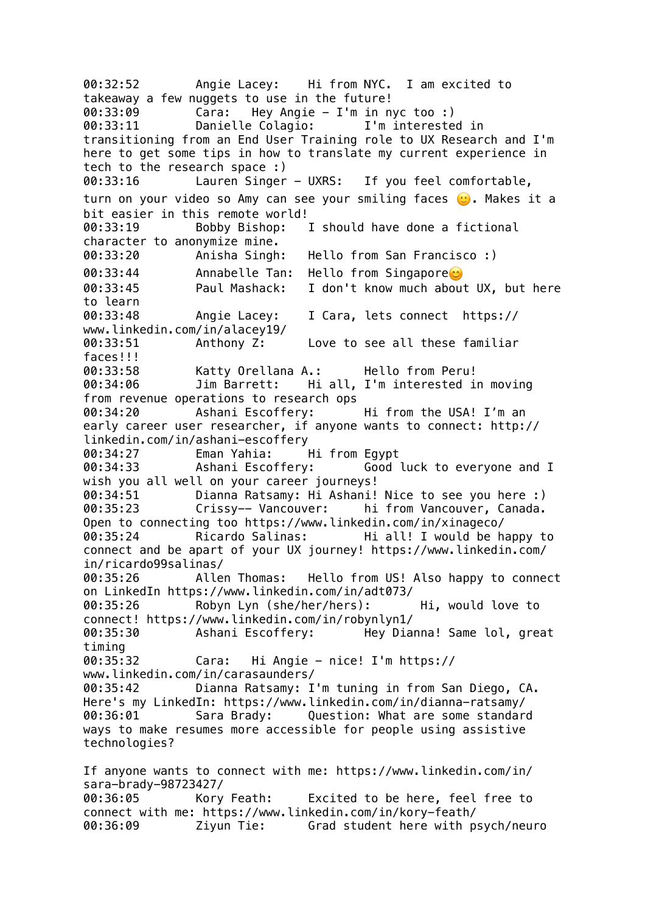00:32:52 Angie Lacey: Hi from NYC. I am excited to takeaway a few nuggets to use in the future!
00:33:09 Cara: Hey Angie - I'm in nyc too :)
00:33:11 Danielle Colagio: I'm interested in transitioning from an End User Training role to UX Research and I'm here to get some tips in how to translate my current experience in tech to the research space :)
00:33:16 Lauren Singer - UXRS: If you feel comfortable, turn on your video so Amy can see your smiling faces 🙂. Makes it a bit easier in this remote world!
00:33:19 Bobby Bishop: I should have done a fictional character to anonymize mine.
00:33:20 Anisha Singh: Hello from San Francisco :)
00:33:44 Annabelle Tan: Hello from Singapore😊
00:33:45 Paul Mashack: I don't know much about UX, but here to learn
00:33:48 Angie Lacey: I Cara, lets connect https://www.linkedin.com/in/alacey19/
00:33:51 Anthony Z: Love to see all these familiar faces!!!
00:33:58 Katty Orellana A.: Hello from Peru!
00:34:06 Jim Barrett: Hi all, I'm interested in moving from revenue operations to research ops
00:34:20 Ashani Escoffery: Hi from the USA! I'm an early career user researcher, if anyone wants to connect: http://linkedin.com/in/ashani-escoffery
00:34:27 Eman Yahia: Hi from Egypt
00:34:33 Ashani Escoffery: Good luck to everyone and I wish you all well on your career journeys!
00:34:51 Dianna Ratsamy: Hi Ashani! Nice to see you here :)
00:35:23 Crissy-- Vancouver: hi from Vancouver, Canada. Open to connecting too https://www.linkedin.com/in/xinageco/
00:35:24 Ricardo Salinas: Hi all! I would be happy to connect and be apart of your UX journey! https://www.linkedin.com/in/ricardo99salinas/
00:35:26 Allen Thomas: Hello from US! Also happy to connect on LinkedIn https://www.linkedin.com/in/adt073/
00:35:26 Robyn Lyn (she/her/hers): Hi, would love to connect! https://www.linkedin.com/in/robynlyn1/
00:35:30 Ashani Escoffery: Hey Dianna! Same lol, great timing
00:35:32 Cara: Hi Angie - nice! I'm https://www.linkedin.com/in/carasaunders/
00:35:42 Dianna Ratsamy: I'm tuning in from San Diego, CA. Here's my LinkedIn: https://www.linkedin.com/in/dianna-ratsamy/
00:36:01 Sara Brady: Question: What are some standard ways to make resumes more accessible for people using assistive technologies?

If anyone wants to connect with me: https://www.linkedin.com/in/sara-brady-98723427/
00:36:05 Kory Feath: Excited to be here, feel free to connect with me: https://www.linkedin.com/in/kory-feath/
00:36:09 Ziyun Tie: Grad student here with psych/neuro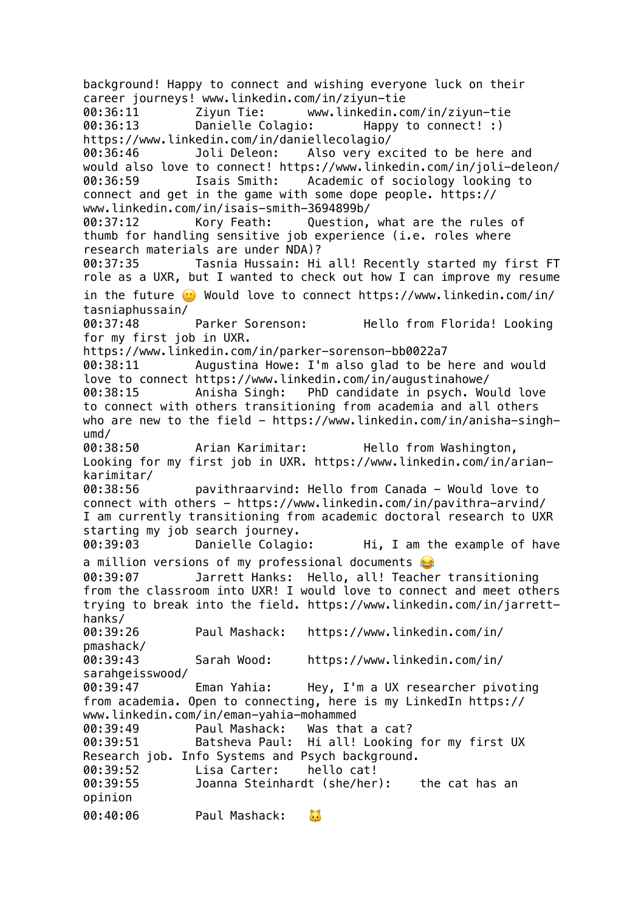background! Happy to connect and wishing everyone luck on their career journeys! www.linkedin.com/in/ziyun-tie
00:36:11 Ziyun Tie: www.linkedin.com/in/ziyun-tie
00:36:13 Danielle Colagio: Happy to connect! :) https://www.linkedin.com/in/daniellecolagio/
00:36:46 Joli Deleon: Also very excited to be here and would also love to connect! https://www.linkedin.com/in/joli-deleon/
00:36:59 Isais Smith: Academic of sociology looking to connect and get in the game with some dope people. https://www.linkedin.com/in/isais-smith-3694899b/
00:37:12 Kory Feath: Question, what are the rules of thumb for handling sensitive job experience (i.e. roles where research materials are under NDA)?
00:37:35 Tasnia Hussain: Hi all! Recently started my first FT role as a UXR, but I wanted to check out how I can improve my resume in the future 🙂 Would love to connect https://www.linkedin.com/in/tasniaphussain/
00:37:48 Parker Sorenson: Hello from Florida! Looking for my first job in UXR. https://www.linkedin.com/in/parker-sorenson-bb0022a7
00:38:11 Augustina Howe: I'm also glad to be here and would love to connect https://www.linkedin.com/in/augustinahowe/
00:38:15 Anisha Singh: PhD candidate in psych. Would love to connect with others transitioning from academia and all others who are new to the field - https://www.linkedin.com/in/anisha-singh-umd/
00:38:50 Arian Karimitar: Hello from Washington, Looking for my first job in UXR. https://www.linkedin.com/in/arian-karimitar/
00:38:56 pavithraarvind: Hello from Canada - Would love to connect with others - https://www.linkedin.com/in/pavithra-arvind/ I am currently transitioning from academic doctoral research to UXR starting my job search journey.
00:39:03 Danielle Colagio: Hi, I am the example of have a million versions of my professional documents 😂
00:39:07 Jarrett Hanks: Hello, all! Teacher transitioning from the classroom into UXR! I would love to connect and meet others trying to break into the field. https://www.linkedin.com/in/jarrett-hanks/
00:39:26 Paul Mashack: https://www.linkedin.com/in/pmashack/
00:39:43 Sarah Wood: https://www.linkedin.com/in/sarahgeisswood/
00:39:47 Eman Yahia: Hey, I'm a UX researcher pivoting from academia. Open to connecting, here is my LinkedIn https://www.linkedin.com/in/eman-yahia-mohammed
00:39:49 Paul Mashack: Was that a cat?
00:39:51 Batsheva Paul: Hi all! Looking for my first UX Research job. Info Systems and Psych background.
00:39:52 Lisa Carter: hello cat!
00:39:55 Joanna Steinhardt (she/her): the cat has an opinion
00:40:06 Paul Mashack: 🐱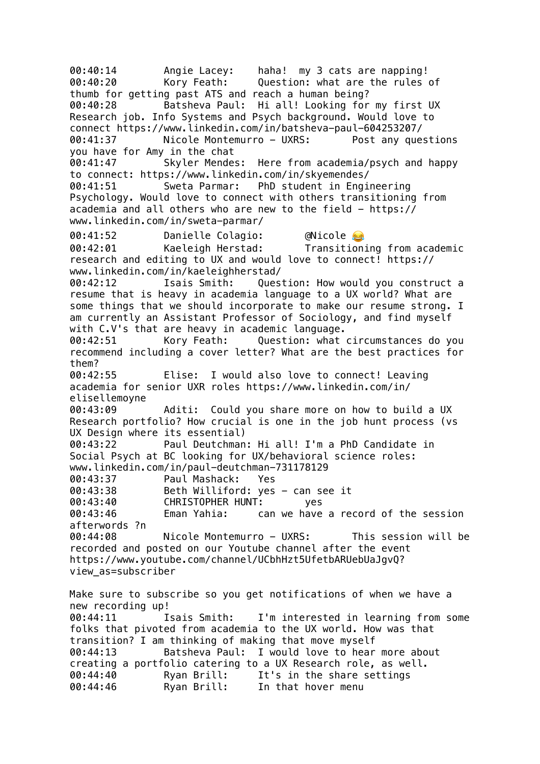00:40:14 Angie Lacey: haha! my 3 cats are napping!
00:40:20 Kory Feath: Question: what are the rules of thumb for getting past ATS and reach a human being?
00:40:28 Batsheva Paul: Hi all! Looking for my first UX Research job. Info Systems and Psych background. Would love to connect https://www.linkedin.com/in/batsheva-paul-604253207/
00:41:37 Nicole Montemurro - UXRS: Post any questions you have for Amy in the chat
00:41:47 Skyler Mendes: Here from academia/psych and happy to connect: https://www.linkedin.com/in/skyemendes/
00:41:51 Sweta Parmar: PhD student in Engineering Psychology. Would love to connect with others transitioning from academia and all others who are new to the field - https://www.linkedin.com/in/sweta-parmar/
00:41:52 Danielle Colagio: @Nicole 😂
00:42:01 Kaeleigh Herstad: Transitioning from academic research and editing to UX and would love to connect! https://www.linkedin.com/in/kaeleighherstad/
00:42:12 Isais Smith: Question: How would you construct a resume that is heavy in academia language to a UX world? What are some things that we should incorporate to make our resume strong. I am currently an Assistant Professor of Sociology, and find myself with C.V's that are heavy in academic language.
00:42:51 Kory Feath: Question: what circumstances do you recommend including a cover letter? What are the best practices for them?
00:42:55 Elise: I would also love to connect! Leaving academia for senior UXR roles https://www.linkedin.com/in/elisellemoyne
00:43:09 Aditi: Could you share more on how to build a UX Research portfolio? How crucial is one in the job hunt process (vs UX Design where its essential)
00:43:22 Paul Deutchman: Hi all! I'm a PhD Candidate in Social Psych at BC looking for UX/behavioral science roles: www.linkedin.com/in/paul-deutchman-731178129
00:43:37 Paul Mashack: Yes
00:43:38 Beth Williford: yes - can see it
00:43:40 CHRISTOPHER HUNT: yes
00:43:46 Eman Yahia: can we have a record of the session afterwords ?n
00:44:08 Nicole Montemurro - UXRS: This session will be recorded and posted on our Youtube channel after the event https://www.youtube.com/channel/UCbhHzt5UfetbARUebUaJgvQ?view_as=subscriber

Make sure to subscribe so you get notifications of when we have a new recording up!
00:44:11 Isais Smith: I'm interested in learning from some folks that pivoted from academia to the UX world. How was that transition? I am thinking of making that move myself
00:44:13 Batsheva Paul: I would love to hear more about creating a portfolio catering to a UX Research role, as well.
00:44:40 Ryan Brill: It's in the share settings
00:44:46 Ryan Brill: In that hover menu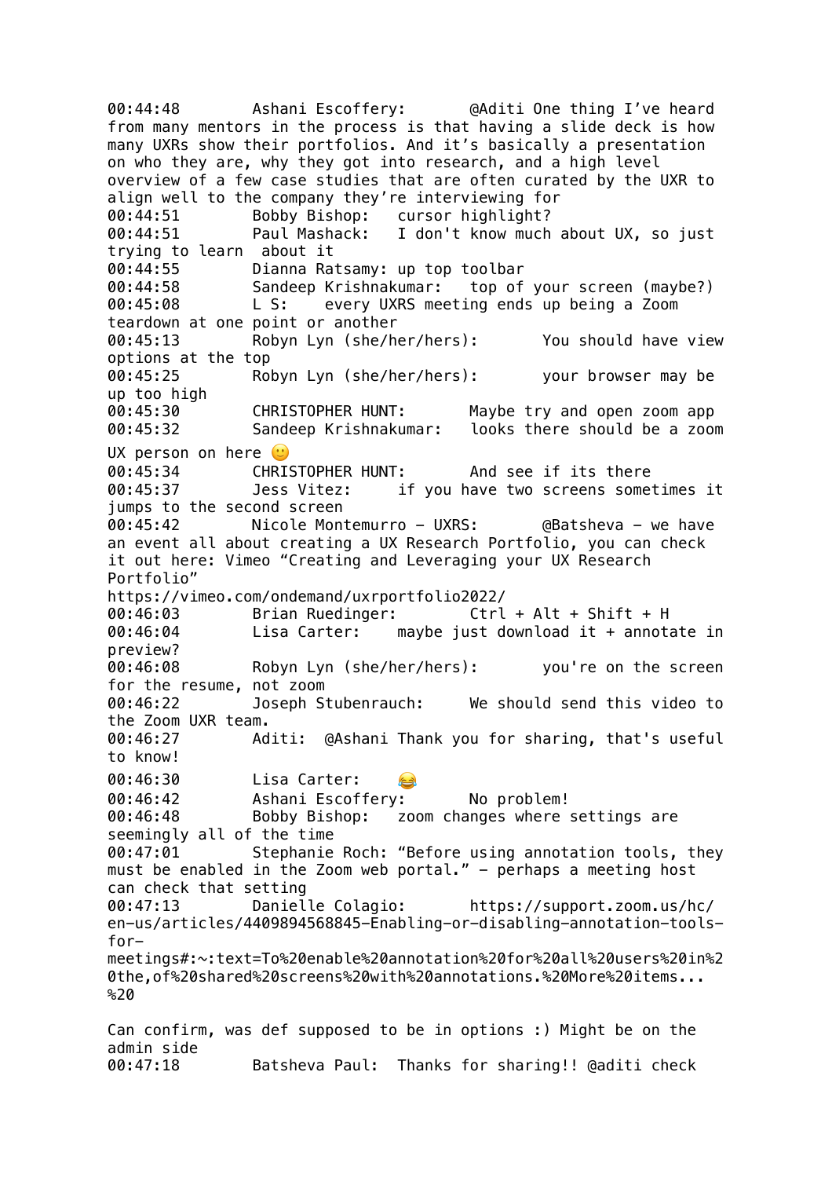00:44:48	Ashani Escoffery:	@Aditi One thing I've heard from many mentors in the process is that having a slide deck is how many UXRs show their portfolios. And it's basically a presentation on who they are, why they got into research, and a high level overview of a few case studies that are often curated by the UXR to align well to the company they're interviewing for
00:44:51	Bobby Bishop:	cursor highlight?
00:44:51	Paul Mashack:	I don't know much about UX, so just trying to learn about it
00:44:55	Dianna Ratsamy:	up top toolbar
00:44:58	Sandeep Krishnakumar:	top of your screen (maybe?)
00:45:08	L S:	every UXRS meeting ends up being a Zoom teardown at one point or another
00:45:13	Robyn Lyn (she/her/hers):	You should have view options at the top
00:45:25	Robyn Lyn (she/her/hers):	your browser may be up too high
00:45:30	CHRISTOPHER HUNT:	Maybe try and open zoom app
00:45:32	Sandeep Krishnakumar:	looks there should be a zoom UX person on here 🙂
00:45:34	CHRISTOPHER HUNT:	And see if its there
00:45:37	Jess Vitez:	if you have two screens sometimes it jumps to the second screen
00:45:42	Nicole Montemurro - UXRS:	@Batsheva - we have an event all about creating a UX Research Portfolio, you can check it out here: Vimeo "Creating and Leveraging your UX Research Portfolio"
https://vimeo.com/ondemand/uxrportfolio2022/
00:46:03	Brian Ruedinger:	Ctrl + Alt + Shift + H
00:46:04	Lisa Carter:	maybe just download it + annotate in preview?
00:46:08	Robyn Lyn (she/her/hers):	you're on the screen for the resume, not zoom
00:46:22	Joseph Stubenrauch:	We should send this video to the Zoom UXR team.
00:46:27	Aditi:	@Ashani Thank you for sharing, that's useful to know!
00:46:30	Lisa Carter:	😂
00:46:42	Ashani Escoffery:	No problem!
00:46:48	Bobby Bishop:	zoom changes where settings are seemingly all of the time
00:47:01	Stephanie Roch: "Before using annotation tools, they must be enabled in the Zoom web portal." - perhaps a meeting host can check that setting
00:47:13	Danielle Colagio:	https://support.zoom.us/hc/en-us/articles/4409894568845-Enabling-or-disabling-annotation-tools-for-meetings#:~:text=To%20enable%20annotation%20for%20all%20users%20in%20the,of%20shared%20screens%20with%20annotations.%20More%20items...%20

Can confirm, was def supposed to be in options :) Might be on the admin side
00:47:18	Batsheva Paul:	Thanks for sharing!! @aditi check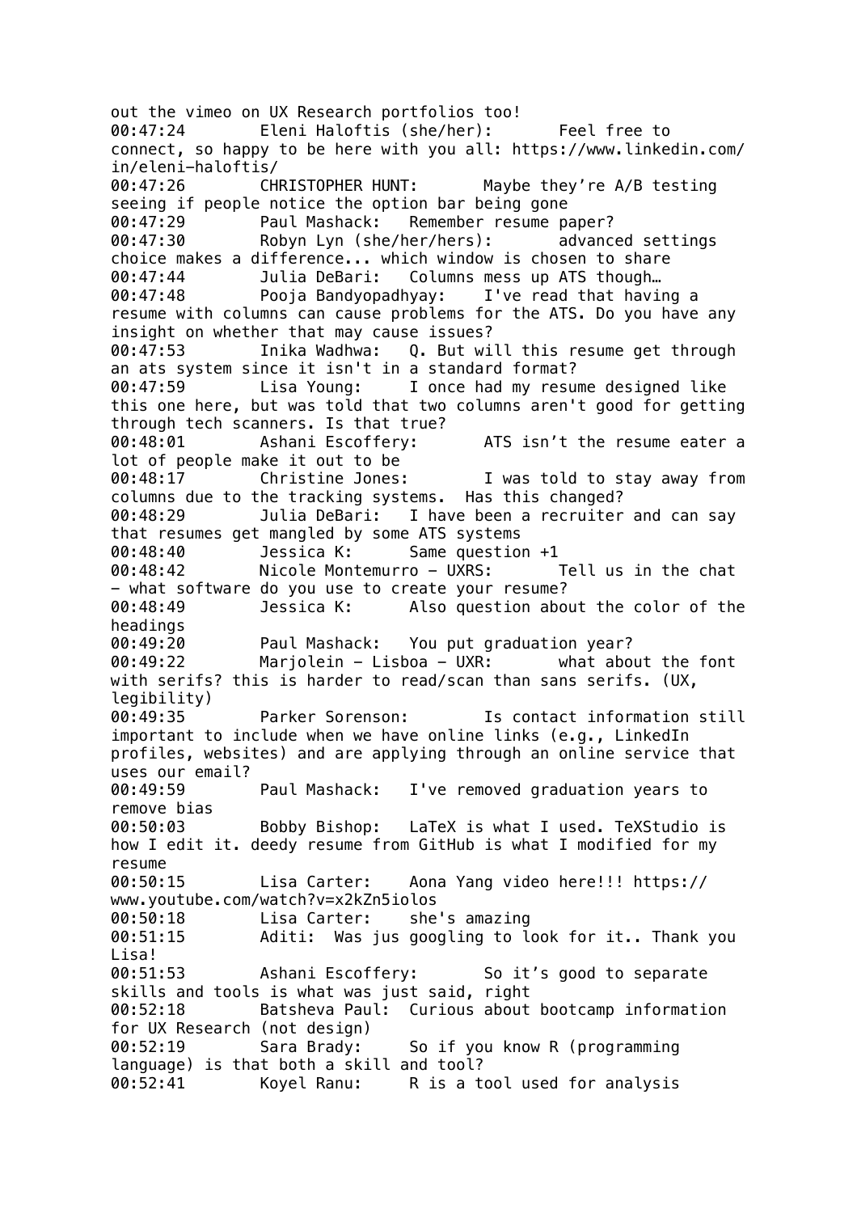out the vimeo on UX Research portfolios too!

00:47:24 Eleni Haloftis (she/her): Feel free to connect, so happy to be here with you all: https://www.linkedin.com/in/eleni-haloftis/

00:47:26 CHRISTOPHER HUNT: Maybe they're A/B testing seeing if people notice the option bar being gone

00:47:29 Paul Mashack: Remember resume paper?

00:47:30 Robyn Lyn (she/her/hers): advanced settings choice makes a difference... which window is chosen to share

00:47:44 Julia DeBari: Columns mess up ATS though…

00:47:48 Pooja Bandyopadhyay: I've read that having a resume with columns can cause problems for the ATS. Do you have any insight on whether that may cause issues?

00:47:53 Inika Wadhwa: Q. But will this resume get through an ats system since it isn't in a standard format?

00:47:59 Lisa Young: I once had my resume designed like this one here, but was told that two columns aren't good for getting through tech scanners. Is that true?

00:48:01 Ashani Escoffery: ATS isn't the resume eater a lot of people make it out to be

00:48:17 Christine Jones: I was told to stay away from columns due to the tracking systems. Has this changed?

00:48:29 Julia DeBari: I have been a recruiter and can say that resumes get mangled by some ATS systems

00:48:40 Jessica K: Same question +1

00:48:42 Nicole Montemurro - UXRS: Tell us in the chat - what software do you use to create your resume?

00:48:49 Jessica K: Also question about the color of the headings

00:49:20 Paul Mashack: You put graduation year?

00:49:22 Marjolein - Lisboa - UXR: what about the font with serifs? this is harder to read/scan than sans serifs. (UX, legibility)

00:49:35 Parker Sorenson: Is contact information still important to include when we have online links (e.g., LinkedIn profiles, websites) and are applying through an online service that uses our email?

00:49:59 Paul Mashack: I've removed graduation years to remove bias

00:50:03 Bobby Bishop: LaTeX is what I used. TeXStudio is how I edit it. deedy resume from GitHub is what I modified for my resume

00:50:15 Lisa Carter: Aona Yang video here!!! https://www.youtube.com/watch?v=x2kZn5iolos

00:50:18 Lisa Carter: she's amazing

00:51:15 Aditi: Was jus googling to look for it.. Thank you Lisa!

00:51:53 Ashani Escoffery: So it's good to separate skills and tools is what was just said, right

00:52:18 Batsheva Paul: Curious about bootcamp information for UX Research (not design)

00:52:19 Sara Brady: So if you know R (programming language) is that both a skill and tool?

00:52:41 Koyel Ranu: R is a tool used for analysis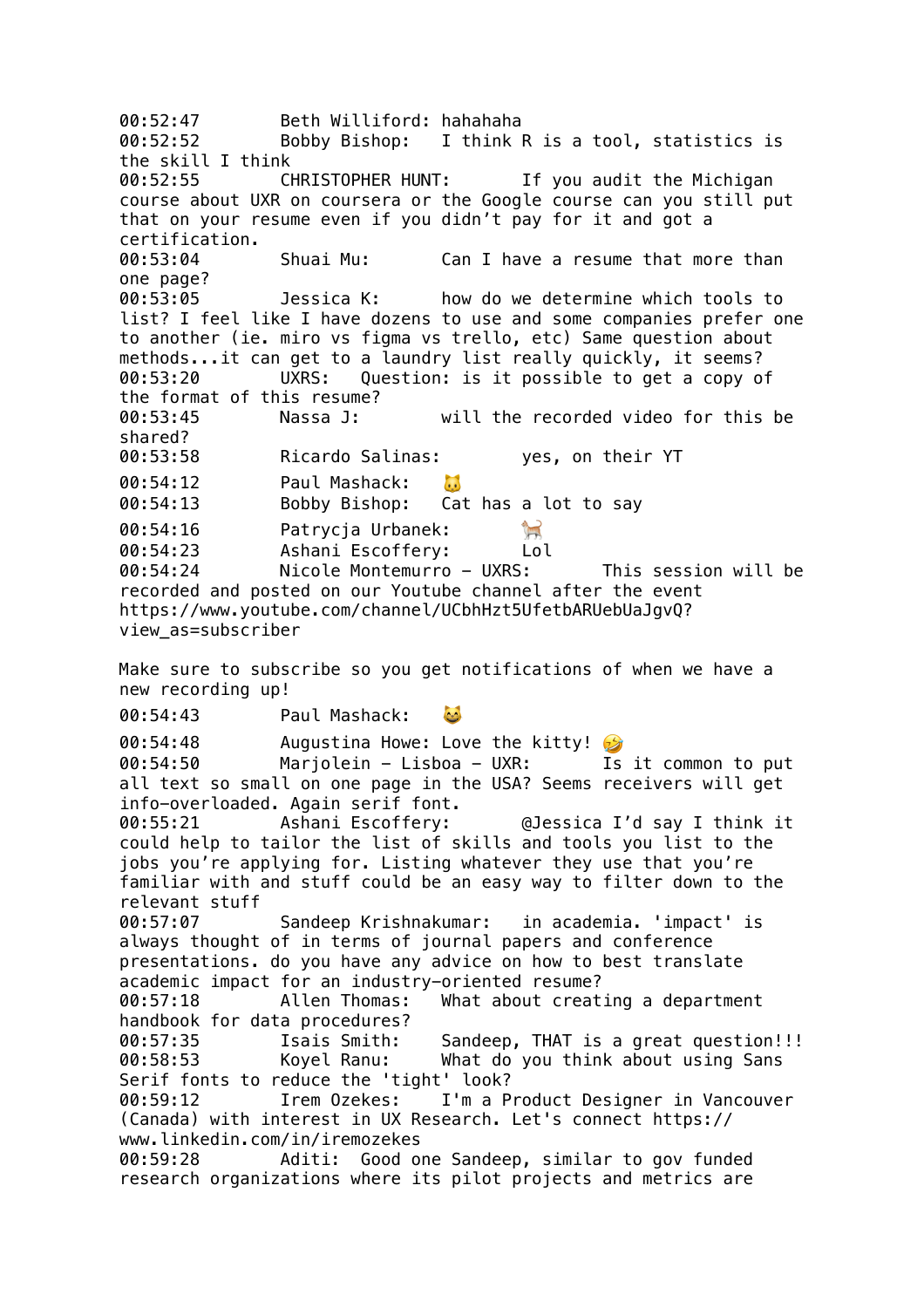00:52:47 Beth Williford: hahahaha
00:52:52 Bobby Bishop: I think R is a tool, statistics is the skill I think
00:52:55 CHRISTOPHER HUNT: If you audit the Michigan course about UXR on coursera or the Google course can you still put that on your resume even if you didn't pay for it and got a certification.
00:53:04 Shuai Mu: Can I have a resume that more than one page?
00:53:05 Jessica K: how do we determine which tools to list? I feel like I have dozens to use and some companies prefer one to another (ie. miro vs figma vs trello, etc) Same question about methods...it can get to a laundry list really quickly, it seems?
00:53:20 UXRS: Question: is it possible to get a copy of the format of this resume?
00:53:45 Nassa J: will the recorded video for this be shared?
00:53:58 Ricardo Salinas: yes, on their YT
00:54:12 Paul Mashack: 🐱
00:54:13 Bobby Bishop: Cat has a lot to say
00:54:16 Patrycja Urbanek: 🐈
00:54:23 Ashani Escoffery: Lol
00:54:24 Nicole Montemurro - UXRS: This session will be recorded and posted on our Youtube channel after the event https://www.youtube.com/channel/UCbhHzt5UfetbARUebUaJgvQ?view_as=subscriber

Make sure to subscribe so you get notifications of when we have a new recording up!
00:54:43 Paul Mashack: 😺
00:54:48 Augustina Howe: Love the kitty! 🤣
00:54:50 Marjolein - Lisboa - UXR: Is it common to put all text so small on one page in the USA? Seems receivers will get info-overloaded. Again serif font.
00:55:21 Ashani Escoffery: @Jessica I'd say I think it could help to tailor the list of skills and tools you list to the jobs you're applying for. Listing whatever they use that you're familiar with and stuff could be an easy way to filter down to the relevant stuff
00:57:07 Sandeep Krishnakumar: in academia. 'impact' is always thought of in terms of journal papers and conference presentations. do you have any advice on how to best translate academic impact for an industry-oriented resume?
00:57:18 Allen Thomas: What about creating a department handbook for data procedures?
00:57:35 Isais Smith: Sandeep, THAT is a great question!!!
00:58:53 Koyel Ranu: What do you think about using Sans Serif fonts to reduce the 'tight' look?
00:59:12 Irem Ozekes: I'm a Product Designer in Vancouver (Canada) with interest in UX Research. Let's connect https://www.linkedin.com/in/iremozekes
00:59:28 Aditi: Good one Sandeep, similar to gov funded research organizations where its pilot projects and metrics are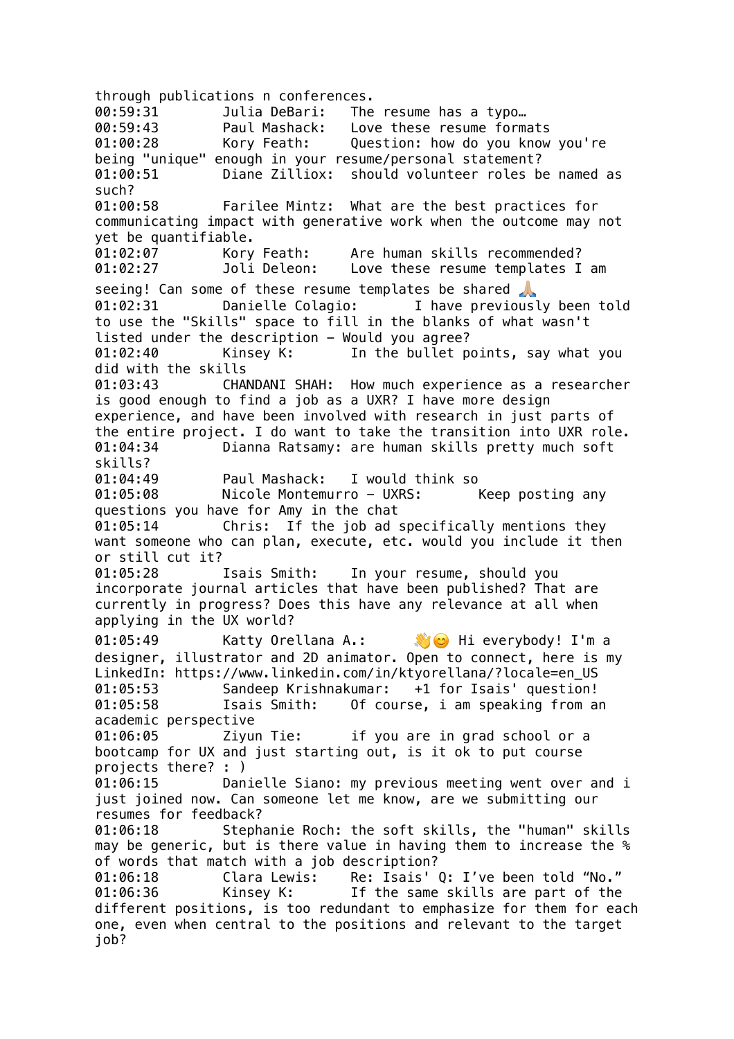through publications n conferences.
00:59:31 Julia DeBari: The resume has a typo…
00:59:43 Paul Mashack: Love these resume formats
01:00:28 Kory Feath: Question: how do you know you're being "unique" enough in your resume/personal statement?
01:00:51 Diane Zilliox: should volunteer roles be named as such?
01:00:58 Farilee Mintz: What are the best practices for communicating impact with generative work when the outcome may not yet be quantifiable.
01:02:07 Kory Feath: Are human skills recommended?
01:02:27 Joli Deleon: Love these resume templates I am seeing! Can some of these resume templates be shared 🙏🏼
01:02:31 Danielle Colagio: I have previously been told to use the "Skills" space to fill in the blanks of what wasn't listed under the description - Would you agree?
01:02:40 Kinsey K: In the bullet points, say what you did with the skills
01:03:43 CHANDANI SHAH: How much experience as a researcher is good enough to find a job as a UXR? I have more design experience, and have been involved with research in just parts of the entire project. I do want to take the transition into UXR role.
01:04:34 Dianna Ratsamy: are human skills pretty much soft skills?
01:04:49 Paul Mashack: I would think so
01:05:08 Nicole Montemurro - UXRS: Keep posting any questions you have for Amy in the chat
01:05:14 Chris: If the job ad specifically mentions they want someone who can plan, execute, etc. would you include it then or still cut it?
01:05:28 Isais Smith: In your resume, should you incorporate journal articles that have been published? That are currently in progress? Does this have any relevance at all when applying in the UX world?
01:05:49 Katty Orellana A.: 👋😊 Hi everybody! I'm a designer, illustrator and 2D animator. Open to connect, here is my LinkedIn: https://www.linkedin.com/in/ktyorellana/?locale=en_US
01:05:53 Sandeep Krishnakumar: +1 for Isais' question!
01:05:58 Isais Smith: Of course, i am speaking from an academic perspective
01:06:05 Ziyun Tie: if you are in grad school or a bootcamp for UX and just starting out, is it ok to put course projects there? : )
01:06:15 Danielle Siano: my previous meeting went over and i just joined now. Can someone let me know, are we submitting our resumes for feedback?
01:06:18 Stephanie Roch: the soft skills, the "human" skills may be generic, but is there value in having them to increase the % of words that match with a job description?
01:06:18 Clara Lewis: Re: Isais' Q: I've been told "No."
01:06:36 Kinsey K: If the same skills are part of the different positions, is too redundant to emphasize for them for each one, even when central to the positions and relevant to the target job?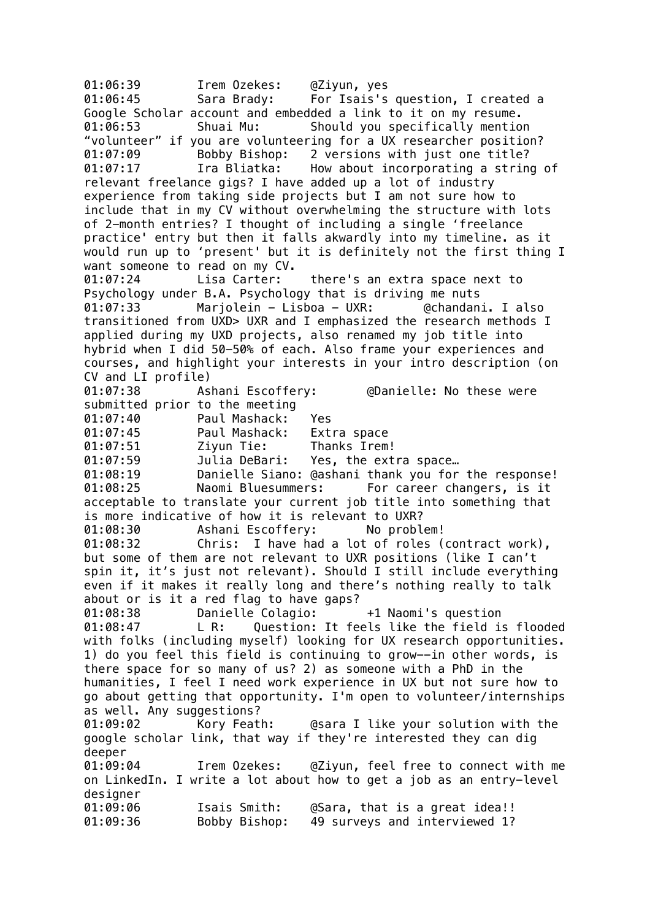01:06:39	Irem Ozekes:	@Ziyun, yes
01:06:45	Sara Brady:	For Isais's question, I created a Google Scholar account and embedded a link to it on my resume.
01:06:53	Shuai Mu:	Should you specifically mention "volunteer" if you are volunteering for a UX researcher position?
01:07:09	Bobby Bishop:	2 versions with just one title?
01:07:17	Ira Bliatka:	How about incorporating a string of relevant freelance gigs? I have added up a lot of industry experience from taking side projects but I am not sure how to include that in my CV without overwhelming the structure with lots of 2-month entries? I thought of including a single 'freelance practice' entry but then it falls akwardly into my timeline. as it would run up to 'present' but it is definitely not the first thing I want someone to read on my CV.
01:07:24	Lisa Carter:	there's an extra space next to Psychology under B.A. Psychology that is driving me nuts
01:07:33	Marjolein - Lisboa - UXR:	@chandani. I also transitioned from UXD> UXR and I emphasized the research methods I applied during my UXD projects, also renamed my job title into hybrid when I did 50-50% of each. Also frame your experiences and courses, and highlight your interests in your intro description (on CV and LI profile)
01:07:38	Ashani Escoffery:	@Danielle: No these were submitted prior to the meeting
01:07:40	Paul Mashack:	Yes
01:07:45	Paul Mashack:	Extra space
01:07:51	Ziyun Tie:	Thanks Irem!
01:07:59	Julia DeBari:	Yes, the extra space…
01:08:19	Danielle Siano: @ashani thank you for the response!
01:08:25	Naomi Bluesummers:	For career changers, is it acceptable to translate your current job title into something that is more indicative of how it is relevant to UXR?
01:08:30	Ashani Escoffery:	No problem!
01:08:32	Chris:	I have had a lot of roles (contract work), but some of them are not relevant to UXR positions (like I can't spin it, it's just not relevant). Should I still include everything even if it makes it really long and there's nothing really to talk about or is it a red flag to have gaps?
01:08:38	Danielle Colagio:	+1 Naomi's question
01:08:47	L R:	Question: It feels like the field is flooded with folks (including myself) looking for UX research opportunities. 1) do you feel this field is continuing to grow--in other words, is there space for so many of us? 2) as someone with a PhD in the humanities, I feel I need work experience in UX but not sure how to go about getting that opportunity. I'm open to volunteer/internships as well. Any suggestions?
01:09:02	Kory Feath:	@sara I like your solution with the google scholar link, that way if they're interested they can dig deeper
01:09:04	Irem Ozekes:	@Ziyun, feel free to connect with me on LinkedIn. I write a lot about how to get a job as an entry-level designer
01:09:06	Isais Smith:	@Sara, that is a great idea!!
01:09:36	Bobby Bishop:	49 surveys and interviewed 1?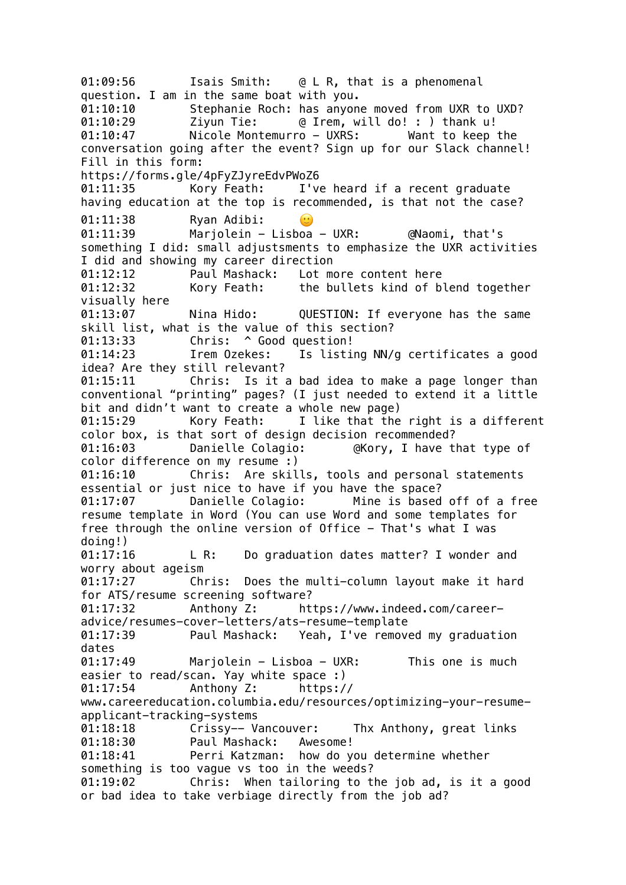01:09:56		Isais Smith:	@ L R, that is a phenomenal question. I am in the same boat with you.
01:10:10		Stephanie Roch: has anyone moved from UXR to UXD?
01:10:29		Ziyun Tie:	@ Irem, will do! : ) thank u!
01:10:47		Nicole Montemurro - UXRS:	Want to keep the conversation going after the event? Sign up for our Slack channel! Fill in this form:
https://forms.gle/4pFyZJyreEdvPWoZ6
01:11:35		Kory Feath:	I've heard if a recent graduate having education at the top is recommended, is that not the case?
01:11:38		Ryan Adibi:	🙂
01:11:39		Marjolein - Lisboa - UXR:	@Naomi, that's something I did: small adjustsments to emphasize the UXR activities I did and showing my career direction
01:12:12		Paul Mashack:	Lot more content here
01:12:32		Kory Feath:	the bullets kind of blend together visually here
01:13:07		Nina Hido:	QUESTION: If everyone has the same skill list, what is the value of this section?
01:13:33		Chris:	^ Good question!
01:14:23		Irem Ozekes:	Is listing NN/g certificates a good idea? Are they still relevant?
01:15:11		Chris:	Is it a bad idea to make a page longer than conventional "printing" pages? (I just needed to extend it a little bit and didn't want to create a whole new page)
01:15:29		Kory Feath:	I like that the right is a different color box, is that sort of design decision recommended?
01:16:03		Danielle Colagio:	@Kory, I have that type of color difference on my resume :)
01:16:10		Chris:	Are skills, tools and personal statements essential or just nice to have if you have the space?
01:17:07		Danielle Colagio:	Mine is based off of a free resume template in Word (You can use Word and some templates for free through the online version of Office - That's what I was doing!)
01:17:16		L R:	Do graduation dates matter? I wonder and worry about ageism
01:17:27		Chris:	Does the multi-column layout make it hard for ATS/resume screening software?
01:17:32		Anthony Z:	https://www.indeed.com/career-advice/resumes-cover-letters/ats-resume-template
01:17:39		Paul Mashack:	Yeah, I've removed my graduation dates
01:17:49		Marjolein - Lisboa - UXR:	This one is much easier to read/scan. Yay white space :)
01:17:54		Anthony Z:	https://www.careereducation.columbia.edu/resources/optimizing-your-resume-applicant-tracking-systems
01:18:18		Crissy-- Vancouver:	Thx Anthony, great links
01:18:30		Paul Mashack:	Awesome!
01:18:41		Perri Katzman:	how do you determine whether something is too vague vs too in the weeds?
01:19:02		Chris:	When tailoring to the job ad, is it a good or bad idea to take verbiage directly from the job ad?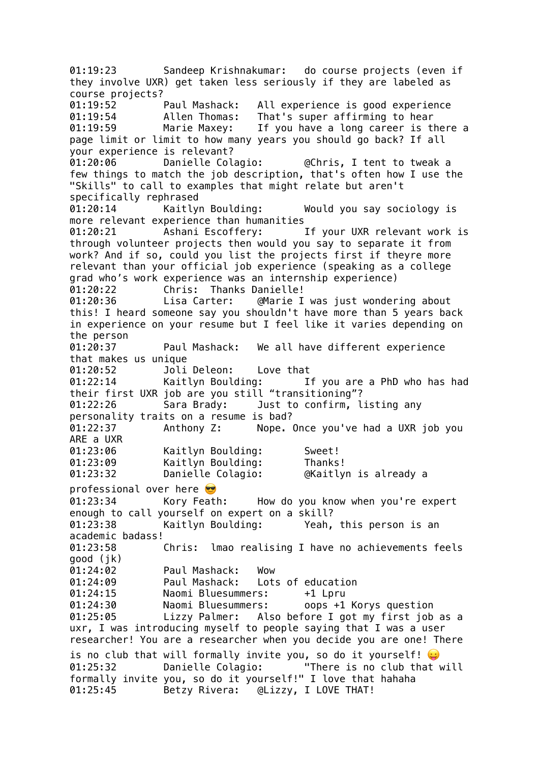01:19:23	Sandeep Krishnakumar:	do course projects (even if they involve UXR) get taken less seriously if they are labeled as course projects?
01:19:52	Paul Mashack:	All experience is good experience
01:19:54	Allen Thomas:	That's super affirming to hear
01:19:59	Marie Maxey:	If you have a long career is there a page limit or limit to how many years you should go back? If all your experience is relevant?
01:20:06	Danielle Colagio:	@Chris, I tent to tweak a few things to match the job description, that's often how I use the "Skills" to call to examples that might relate but aren't specifically rephrased
01:20:14	Kaitlyn Boulding:	Would you say sociology is more relevant experience than humanities
01:20:21	Ashani Escoffery:	If your UXR relevant work is through volunteer projects then would you say to separate it from work? And if so, could you list the projects first if theyre more relevant than your official job experience (speaking as a college grad who's work experience was an internship experience)
01:20:22	Chris:	Thanks Danielle!
01:20:36	Lisa Carter:	@Marie I was just wondering about this! I heard someone say you shouldn't have more than 5 years back in experience on your resume but I feel like it varies depending on the person
01:20:37	Paul Mashack:	We all have different experience that makes us unique
01:20:52	Joli Deleon:	Love that
01:22:14	Kaitlyn Boulding:	If you are a PhD who has had their first UXR job are you still "transitioning"?
01:22:26	Sara Brady:	Just to confirm, listing any personality traits on a resume is bad?
01:22:37	Anthony Z:	Nope. Once you've had a UXR job you ARE a UXR
01:23:06	Kaitlyn Boulding:	Sweet!
01:23:09	Kaitlyn Boulding:	Thanks!
01:23:32	Danielle Colagio:	@Kaitlyn is already a professional over here 😎
01:23:34	Kory Feath:	How do you know when you're expert enough to call yourself on expert on a skill?
01:23:38	Kaitlyn Boulding:	Yeah, this person is an academic badass!
01:23:58	Chris:	lmao realising I have no achievements feels good (jk)
01:24:02	Paul Mashack:	Wow
01:24:09	Paul Mashack:	Lots of education
01:24:15	Naomi Bluesummers:	+1 Lpru
01:24:30	Naomi Bluesummers:	oops +1 Korys question
01:25:05	Lizzy Palmer:	Also before I got my first job as a uxr, I was introducing myself to people saying that I was a user researcher! You are a researcher when you decide you are one! There is no club that will formally invite you, so do it yourself! 😛
01:25:32	Danielle Colagio:	"There is no club that will formally invite you, so do it yourself!" I love that hahaha
01:25:45	Betzy Rivera:	@Lizzy, I LOVE THAT!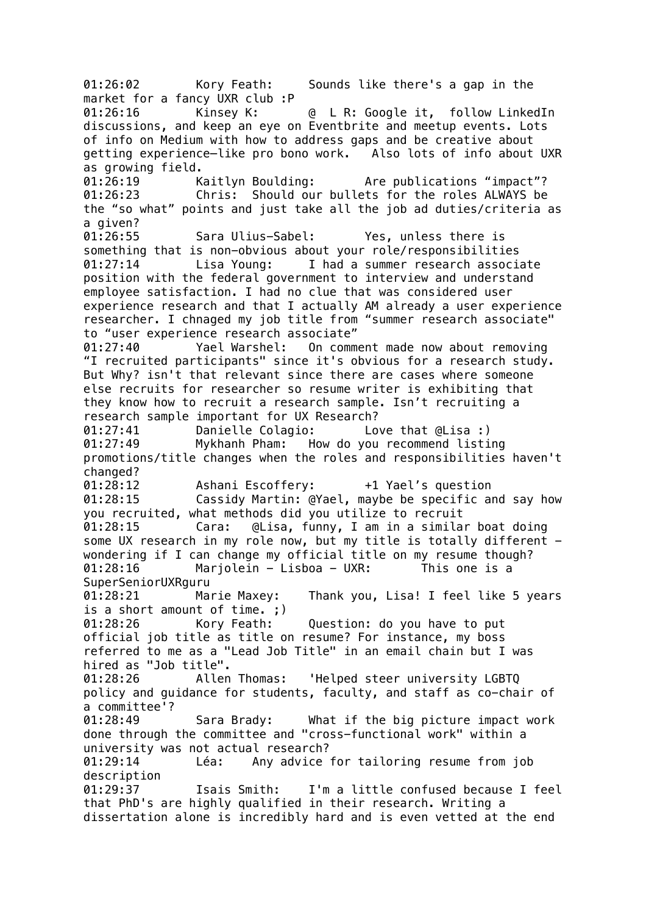01:26:02	Kory Feath:	Sounds like there's a gap in the market for a fancy UXR club :P
01:26:16	Kinsey K:	@ L R: Google it, follow LinkedIn discussions, and keep an eye on Eventbrite and meetup events. Lots of info on Medium with how to address gaps and be creative about getting experience—like pro bono work. Also lots of info about UXR as growing field.
01:26:19	Kaitlyn Boulding:	Are publications "impact"?
01:26:23	Chris:	Should our bullets for the roles ALWAYS be the "so what" points and just take all the job ad duties/criteria as a given?
01:26:55	Sara Ulius-Sabel:	Yes, unless there is something that is non-obvious about your role/responsibilities
01:27:14	Lisa Young:	I had a summer research associate position with the federal government to interview and understand employee satisfaction. I had no clue that was considered user experience research and that I actually AM already a user experience researcher. I chnaged my job title from "summer research associate" to "user experience research associate"
01:27:40	Yael Warshel:	On comment made now about removing "I recruited participants" since it's obvious for a research study. But Why? isn't that relevant since there are cases where someone else recruits for researcher so resume writer is exhibiting that they know how to recruit a research sample. Isn't recruiting a research sample important for UX Research?
01:27:41	Danielle Colagio:	Love that @Lisa :)
01:27:49	Mykhanh Pham:	How do you recommend listing promotions/title changes when the roles and responsibilities haven't changed?
01:28:12	Ashani Escoffery:	+1 Yael's question
01:28:15	Cassidy Martin: @Yael, maybe be specific and say how you recruited, what methods did you utilize to recruit
01:28:15	Cara:	@Lisa, funny, I am in a similar boat doing some UX research in my role now, but my title is totally different - wondering if I can change my official title on my resume though?
01:28:16	Marjolein - Lisboa - UXR:	This one is a SuperSeniorUXRguru
01:28:21	Marie Maxey:	Thank you, Lisa! I feel like 5 years is a short amount of time. ;)
01:28:26	Kory Feath:	Question: do you have to put official job title as title on resume? For instance, my boss referred to me as a "Lead Job Title" in an email chain but I was hired as "Job title".
01:28:26	Allen Thomas:	'Helped steer university LGBTQ policy and guidance for students, faculty, and staff as co-chair of a committee'?
01:28:49	Sara Brady:	What if the big picture impact work done through the committee and "cross-functional work" within a university was not actual research?
01:29:14	Léa:	Any advice for tailoring resume from job description
01:29:37	Isais Smith:	I'm a little confused because I feel that PhD's are highly qualified in their research. Writing a dissertation alone is incredibly hard and is even vetted at the end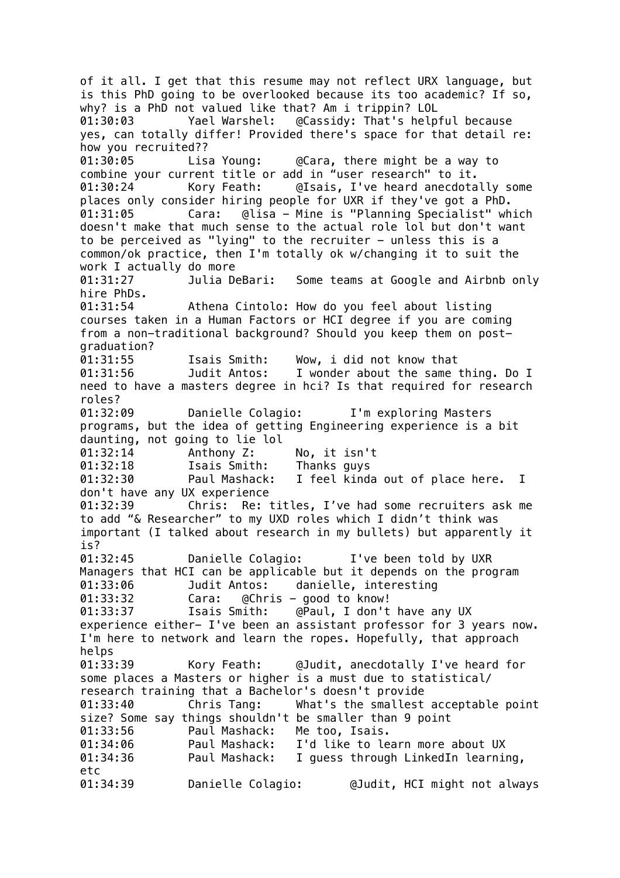of it all. I get that this resume may not reflect URX language, but is this PhD going to be overlooked because its too academic? If so, why? is a PhD not valued like that? Am i trippin? LOL

01:30:03 Yael Warshel: @Cassidy: That's helpful because yes, can totally differ! Provided there's space for that detail re: how you recruited??

01:30:05 Lisa Young: @Cara, there might be a way to combine your current title or add in "user research" to it.

01:30:24 Kory Feath: @Isais, I've heard anecdotally some places only consider hiring people for UXR if they've got a PhD.

01:31:05 Cara: @lisa - Mine is "Planning Specialist" which doesn't make that much sense to the actual role lol but don't want to be perceived as "lying" to the recruiter - unless this is a common/ok practice, then I'm totally ok w/changing it to suit the work I actually do more

01:31:27 Julia DeBari: Some teams at Google and Airbnb only hire PhDs.

01:31:54 Athena Cintolo: How do you feel about listing courses taken in a Human Factors or HCI degree if you are coming from a non-traditional background? Should you keep them on post-graduation?

01:31:55 Isais Smith: Wow, i did not know that

01:31:56 Judit Antos: I wonder about the same thing. Do I need to have a masters degree in hci? Is that required for research roles?

01:32:09 Danielle Colagio: I'm exploring Masters programs, but the idea of getting Engineering experience is a bit daunting, not going to lie lol

01:32:14 Anthony Z: No, it isn't

01:32:18 Isais Smith: Thanks guys

01:32:30 Paul Mashack: I feel kinda out of place here. I don't have any UX experience

01:32:39 Chris: Re: titles, I've had some recruiters ask me to add "& Researcher" to my UXD roles which I didn't think was important (I talked about research in my bullets) but apparently it is?

01:32:45 Danielle Colagio: I've been told by UXR Managers that HCI can be applicable but it depends on the program

01:33:06 Judit Antos: danielle, interesting

01:33:32 Cara: @Chris - good to know!

01:33:37 Isais Smith: @Paul, I don't have any UX experience either- I've been an assistant professor for 3 years now. I'm here to network and learn the ropes. Hopefully, that approach helps

01:33:39 Kory Feath: @Judit, anecdotally I've heard for some places a Masters or higher is a must due to statistical/research training that a Bachelor's doesn't provide

01:33:40 Chris Tang: What's the smallest acceptable point size? Some say things shouldn't be smaller than 9 point

01:33:56 Paul Mashack: Me too, Isais.

01:34:06 Paul Mashack: I'd like to learn more about UX

01:34:36 Paul Mashack: I guess through LinkedIn learning, etc

01:34:39 Danielle Colagio: @Judit, HCI might not always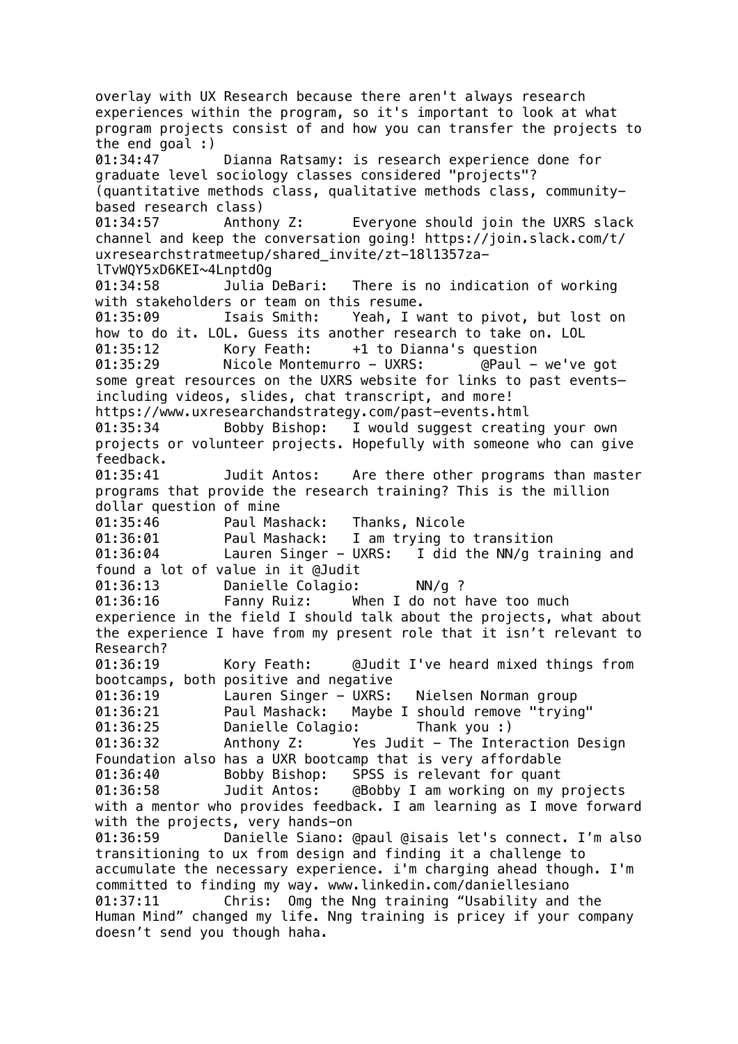overlay with UX Research because there aren't always research experiences within the program, so it's important to look at what program projects consist of and how you can transfer the projects to the end goal :)

01:34:47 Dianna Ratsamy: is research experience done for graduate level sociology classes considered "projects"? (quantitative methods class, qualitative methods class, community-based research class)

01:34:57 Anthony Z: Everyone should join the UXRS slack channel and keep the conversation going! https://join.slack.com/t/uxresearchstratmeetup/shared_invite/zt-18l1357za-lTvWQY5xD6KEI~4LnptdOg

01:34:58 Julia DeBari: There is no indication of working with stakeholders or team on this resume.

01:35:09 Isais Smith: Yeah, I want to pivot, but lost on how to do it. LOL. Guess its another research to take on. LOL

01:35:12 Kory Feath: +1 to Dianna's question

01:35:29 Nicole Montemurro - UXRS: @Paul - we've got some great resources on the UXRS website for links to past events- including videos, slides, chat transcript, and more! https://www.uxresearchandstrategy.com/past-events.html

01:35:34 Bobby Bishop: I would suggest creating your own projects or volunteer projects. Hopefully with someone who can give feedback.

01:35:41 Judit Antos: Are there other programs than master programs that provide the research training? This is the million dollar question of mine

01:35:46 Paul Mashack: Thanks, Nicole

01:36:01 Paul Mashack: I am trying to transition

01:36:04 Lauren Singer - UXRS: I did the NN/g training and found a lot of value in it @Judit

01:36:13 Danielle Colagio: NN/g ?

01:36:16 Fanny Ruiz: When I do not have too much experience in the field I should talk about the projects, what about the experience I have from my present role that it isn't relevant to Research?

01:36:19 Kory Feath: @Judit I've heard mixed things from bootcamps, both positive and negative

01:36:19 Lauren Singer - UXRS: Nielsen Norman group

01:36:21 Paul Mashack: Maybe I should remove "trying"

01:36:25 Danielle Colagio: Thank you :)

01:36:32 Anthony Z: Yes Judit - The Interaction Design Foundation also has a UXR bootcamp that is very affordable

01:36:40 Bobby Bishop: SPSS is relevant for quant

01:36:58 Judit Antos: @Bobby I am working on my projects with a mentor who provides feedback. I am learning as I move forward with the projects, very hands-on

01:36:59 Danielle Siano: @paul @isais let's connect. I'm also transitioning to ux from design and finding it a challenge to accumulate the necessary experience. i'm charging ahead though. I'm committed to finding my way. www.linkedin.com/daniellesiano

01:37:11 Chris: Omg the Nng training "Usability and the Human Mind" changed my life. Nng training is pricey if your company doesn't send you though haha.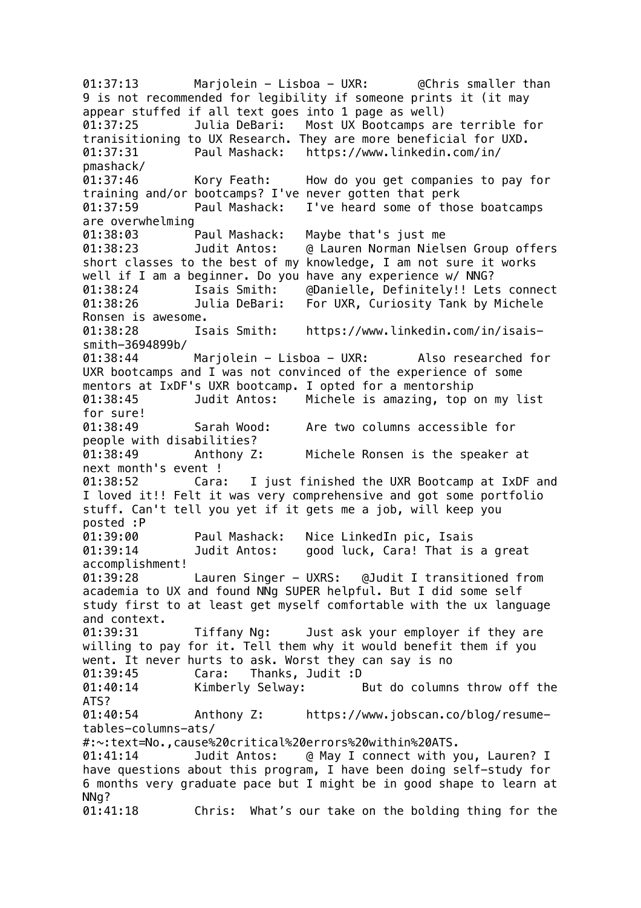01:37:13 Marjolein - Lisboa - UXR: @Chris smaller than 9 is not recommended for legibility if someone prints it (it may appear stuffed if all text goes into 1 page as well)
01:37:25 Julia DeBari: Most UX Bootcamps are terrible for tranisitioning to UX Research. They are more beneficial for UXD.
01:37:31 Paul Mashack: https://www.linkedin.com/in/pmashack/
01:37:46 Kory Feath: How do you get companies to pay for training and/or bootcamps? I've never gotten that perk
01:37:59 Paul Mashack: I've heard some of those boatcamps are overwhelming
01:38:03 Paul Mashack: Maybe that's just me
01:38:23 Judit Antos: @ Lauren Norman Nielsen Group offers short classes to the best of my knowledge, I am not sure it works well if I am a beginner. Do you have any experience w/ NNG?
01:38:24 Isais Smith: @Danielle, Definitely!! Lets connect
01:38:26 Julia DeBari: For UXR, Curiosity Tank by Michele Ronsen is awesome.
01:38:28 Isais Smith: https://www.linkedin.com/in/isais-smith-3694899b/
01:38:44 Marjolein - Lisboa - UXR: Also researched for UXR bootcamps and I was not convinced of the experience of some mentors at IxDF's UXR bootcamp. I opted for a mentorship
01:38:45 Judit Antos: Michele is amazing, top on my list for sure!
01:38:49 Sarah Wood: Are two columns accessible for people with disabilities?
01:38:49 Anthony Z: Michele Ronsen is the speaker at next month's event !
01:38:52 Cara: I just finished the UXR Bootcamp at IxDF and I loved it!! Felt it was very comprehensive and got some portfolio stuff. Can't tell you yet if it gets me a job, will keep you posted :P
01:39:00 Paul Mashack: Nice LinkedIn pic, Isais
01:39:14 Judit Antos: good luck, Cara! That is a great accomplishment!
01:39:28 Lauren Singer - UXRS: @Judit I transitioned from academia to UX and found NNg SUPER helpful. But I did some self study first to at least get myself comfortable with the ux language and context.
01:39:31 Tiffany Ng: Just ask your employer if they are willing to pay for it. Tell them why it would benefit them if you went. It never hurts to ask. Worst they can say is no
01:39:45 Cara: Thanks, Judit :D
01:40:14 Kimberly Selway: But do columns throw off the ATS?
01:40:54 Anthony Z: https://www.jobscan.co/blog/resume-tables-columns-ats/#:~:text=No.,cause%20critical%20errors%20within%20ATS.
01:41:14 Judit Antos: @ May I connect with you, Lauren? I have questions about this program, I have been doing self-study for 6 months very graduate pace but I might be in good shape to learn at NNg?
01:41:18 Chris: What's our take on the bolding thing for the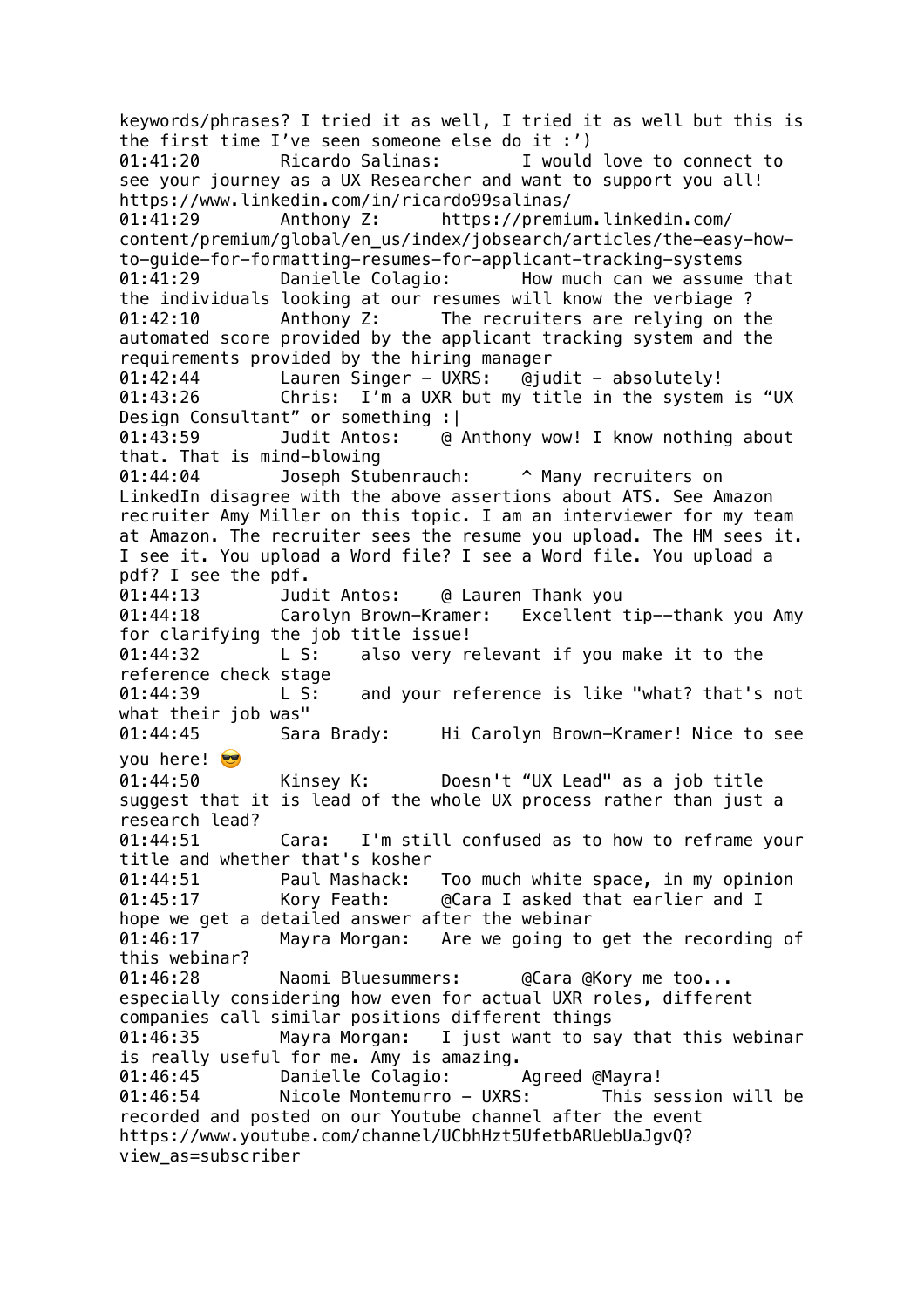keywords/phrases? I tried it as well, I tried it as well but this is the first time I've seen someone else do it :')

01:41:20 Ricardo Salinas: I would love to connect to see your journey as a UX Researcher and want to support you all! https://www.linkedin.com/in/ricardo99salinas/

01:41:29 Anthony Z: https://premium.linkedin.com/content/premium/global/en_us/index/jobsearch/articles/the-easy-how-to-guide-for-formatting-resumes-for-applicant-tracking-systems

01:41:29 Danielle Colagio: How much can we assume that the individuals looking at our resumes will know the verbiage ?

01:42:10 Anthony Z: The recruiters are relying on the automated score provided by the applicant tracking system and the requirements provided by the hiring manager

01:42:44 Lauren Singer - UXRS: @judit - absolutely!

01:43:26 Chris: I'm a UXR but my title in the system is "UX Design Consultant" or something :|

01:43:59 Judit Antos: @ Anthony wow! I know nothing about that. That is mind-blowing

01:44:04 Joseph Stubenrauch: ^ Many recruiters on LinkedIn disagree with the above assertions about ATS. See Amazon recruiter Amy Miller on this topic. I am an interviewer for my team at Amazon. The recruiter sees the resume you upload. The HM sees it. I see it. You upload a Word file? I see a Word file. You upload a pdf? I see the pdf.

01:44:13 Judit Antos: @ Lauren Thank you

01:44:18 Carolyn Brown-Kramer: Excellent tip--thank you Amy for clarifying the job title issue!

01:44:32 L S: also very relevant if you make it to the reference check stage

01:44:39 L S: and your reference is like "what? that's not what their job was"

01:44:45 Sara Brady: Hi Carolyn Brown-Kramer! Nice to see you here! 😎

01:44:50 Kinsey K: Doesn't "UX Lead" as a job title suggest that it is lead of the whole UX process rather than just a research lead?

01:44:51 Cara: I'm still confused as to how to reframe your title and whether that's kosher

01:44:51 Paul Mashack: Too much white space, in my opinion

01:45:17 Kory Feath: @Cara I asked that earlier and I hope we get a detailed answer after the webinar

01:46:17 Mayra Morgan: Are we going to get the recording of this webinar?

01:46:28 Naomi Bluesummers: @Cara @Kory me too... especially considering how even for actual UXR roles, different companies call similar positions different things

01:46:35 Mayra Morgan: I just want to say that this webinar is really useful for me. Amy is amazing.

01:46:45 Danielle Colagio: Agreed @Mayra!

01:46:54 Nicole Montemurro - UXRS: This session will be recorded and posted on our Youtube channel after the event https://www.youtube.com/channel/UCbhHzt5UfetbARUebUaJgvQ?view_as=subscriber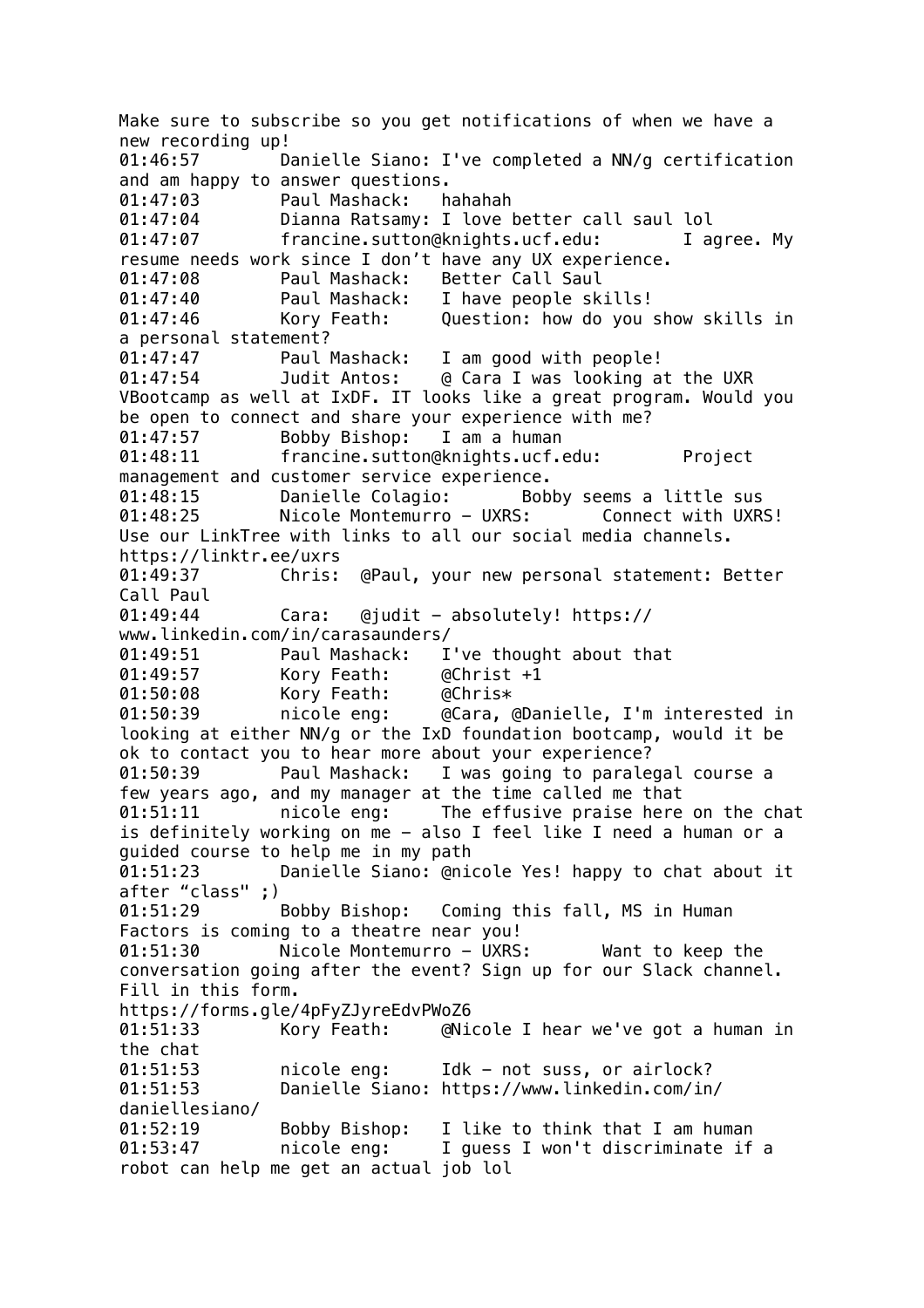Make sure to subscribe so you get notifications of when we have a new recording up!

01:46:57 Danielle Siano: I've completed a NN/g certification and am happy to answer questions.

01:47:03 Paul Mashack: hahahah

01:47:04 Dianna Ratsamy: I love better call saul lol

01:47:07 francine.sutton@knights.ucf.edu: I agree. My resume needs work since I don't have any UX experience.

01:47:08 Paul Mashack: Better Call Saul

01:47:40 Paul Mashack: I have people skills!

01:47:46 Kory Feath: Question: how do you show skills in a personal statement?

01:47:47 Paul Mashack: I am good with people!

01:47:54 Judit Antos: @ Cara I was looking at the UXR VBootcamp as well at IxDF. IT looks like a great program. Would you be open to connect and share your experience with me?

01:47:57 Bobby Bishop: I am a human

01:48:11 francine.sutton@knights.ucf.edu: Project management and customer service experience.

01:48:15 Danielle Colagio: Bobby seems a little sus

01:48:25 Nicole Montemurro - UXRS: Connect with UXRS! Use our LinkTree with links to all our social media channels. https://linktr.ee/uxrs

01:49:37 Chris: @Paul, your new personal statement: Better Call Paul

01:49:44 Cara: @judit - absolutely! https://www.linkedin.com/in/carasaunders/

01:49:51 Paul Mashack: I've thought about that

01:49:57 Kory Feath: @Christ +1

01:50:08 Kory Feath: @Chris*

01:50:39 nicole eng: @Cara, @Danielle, I'm interested in looking at either NN/g or the IxD foundation bootcamp, would it be ok to contact you to hear more about your experience?

01:50:39 Paul Mashack: I was going to paralegal course a few years ago, and my manager at the time called me that

01:51:11 nicole eng: The effusive praise here on the chat is definitely working on me - also I feel like I need a human or a guided course to help me in my path

01:51:23 Danielle Siano: @nicole Yes! happy to chat about it after "class" ;)

01:51:29 Bobby Bishop: Coming this fall, MS in Human Factors is coming to a theatre near you!

01:51:30 Nicole Montemurro - UXRS: Want to keep the conversation going after the event? Sign up for our Slack channel. Fill in this form. https://forms.gle/4pFyZJyreEdvPWoZ6

01:51:33 Kory Feath: @Nicole I hear we've got a human in the chat

01:51:53 nicole eng: Idk - not suss, or airlock?

01:51:53 Danielle Siano: https://www.linkedin.com/in/daniellesiano/

01:52:19 Bobby Bishop: I like to think that I am human

01:53:47 nicole eng: I guess I won't discriminate if a robot can help me get an actual job lol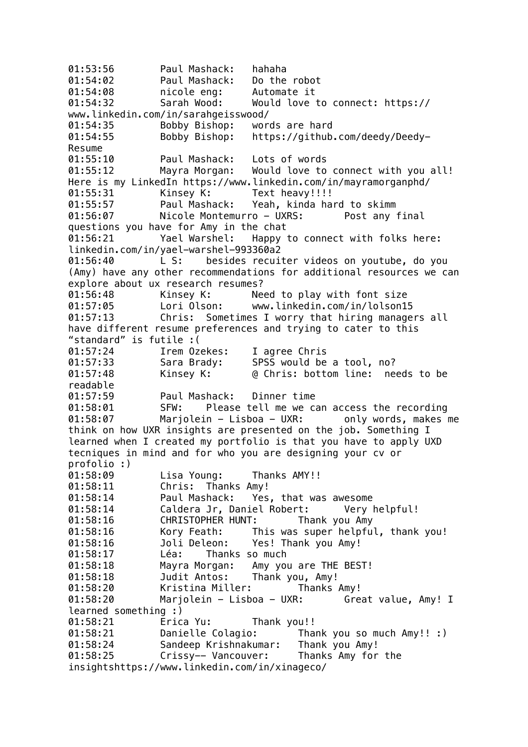01:53:56	Paul Mashack:	hahaha
01:54:02	Paul Mashack:	Do the robot
01:54:08	nicole eng:	Automate it
01:54:32	Sarah Wood:	Would love to connect: https://www.linkedin.com/in/sarahgeisswood/
01:54:35	Bobby Bishop:	words are hard
01:54:55	Bobby Bishop:	https://github.com/deedy/Deedy-Resume
01:55:10	Paul Mashack:	Lots of words
01:55:12	Mayra Morgan:	Would love to connect with you all! Here is my LinkedIn https://www.linkedin.com/in/mayramorganphd/
01:55:31	Kinsey K:	Text heavy!!!!
01:55:57	Paul Mashack:	Yeah, kinda hard to skimm
01:56:07	Nicole Montemurro - UXRS:	Post any final questions you have for Amy in the chat
01:56:21	Yael Warshel:	Happy to connect with folks here: linkedin.com/in/yael-warshel-993360a2
01:56:40	L S:	besides recuiter videos on youtube, do you (Amy) have any other recommendations for additional resources we can explore about ux research resumes?
01:56:48	Kinsey K:	Need to play with font size
01:57:05	Lori Olson:	www.linkedin.com/in/lolson15
01:57:13	Chris:	Sometimes I worry that hiring managers all have different resume preferences and trying to cater to this “standard” is futile :(
01:57:24	Irem Ozekes:	I agree Chris
01:57:33	Sara Brady:	SPSS would be a tool, no?
01:57:48	Kinsey K:	@ Chris: bottom line:  needs to be readable
01:57:59	Paul Mashack:	Dinner time
01:58:01	SFW:	Please tell me we can access the recording
01:58:07	Marjolein - Lisboa - UXR:	only words, makes me think on how UXR insights are presented on the job. Something I learned when I created my portfolio is that you have to apply UXD tecniques in mind and for who you are designing your cv or profolio :)
01:58:09	Lisa Young:	Thanks AMY!!
01:58:11	Chris:	Thanks Amy!
01:58:14	Paul Mashack:	Yes, that was awesome
01:58:14	Caldera Jr, Daniel Robert:	Very helpful!
01:58:16	CHRISTOPHER HUNT:	Thank you Amy
01:58:16	Kory Feath:	This was super helpful, thank you!
01:58:16	Joli Deleon:	Yes! Thank you Amy!
01:58:17	Léa:	Thanks so much
01:58:18	Mayra Morgan:	Amy you are THE BEST!
01:58:18	Judit Antos:	Thank you, Amy!
01:58:20	Kristina Miller:	Thanks Amy!
01:58:20	Marjolein - Lisboa - UXR:	Great value, Amy! I learned something :)
01:58:21	Erica Yu:	Thank you!!
01:58:21	Danielle Colagio:	Thank you so much Amy!! :)
01:58:24	Sandeep Krishnakumar:	Thank you Amy!
01:58:25	Crissy-- Vancouver:	Thanks Amy for the insightshttps://www.linkedin.com/in/xinageco/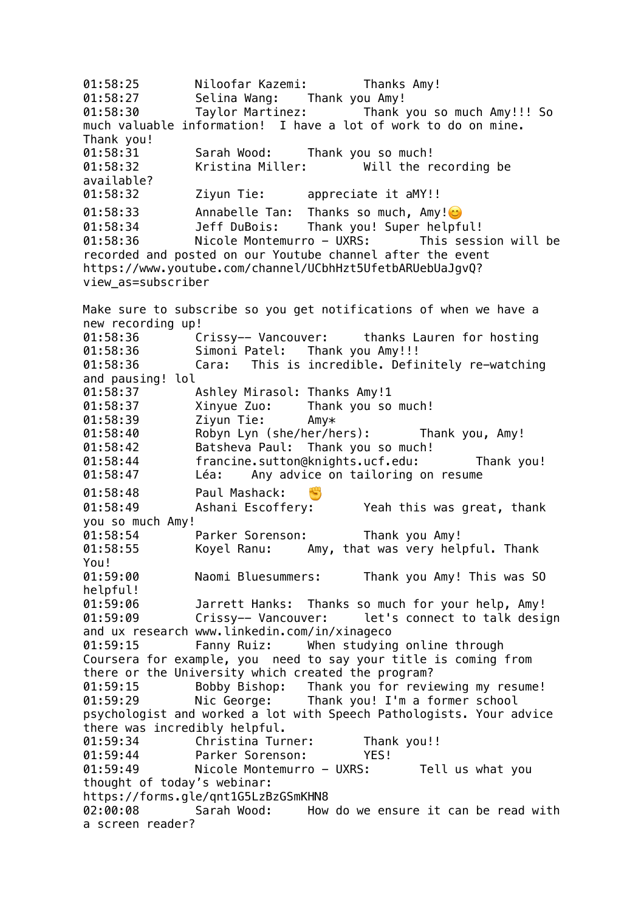01:58:25 Niloofar Kazemi: Thanks Amy!
01:58:27 Selina Wang: Thank you Amy!
01:58:30 Taylor Martinez: Thank you so much Amy!!! So much valuable information! I have a lot of work to do on mine. Thank you!
01:58:31 Sarah Wood: Thank you so much!
01:58:32 Kristina Miller: Will the recording be available?
01:58:32 Ziyun Tie: appreciate it aMY!!
01:58:33 Annabelle Tan: Thanks so much, Amy!😊
01:58:34 Jeff DuBois: Thank you! Super helpful!
01:58:36 Nicole Montemurro - UXRS: This session will be recorded and posted on our Youtube channel after the event https://www.youtube.com/channel/UCbhHzt5UfetbARUebUaJgvQ?view_as=subscriber

Make sure to subscribe so you get notifications of when we have a new recording up!
01:58:36 Crissy-- Vancouver: thanks Lauren for hosting
01:58:36 Simoni Patel: Thank you Amy!!!
01:58:36 Cara: This is incredible. Definitely re-watching and pausing! lol
01:58:37 Ashley Mirasol: Thanks Amy!1
01:58:37 Xinyue Zuo: Thank you so much!
01:58:39 Ziyun Tie: Amy*
01:58:40 Robyn Lyn (she/her/hers): Thank you, Amy!
01:58:42 Batsheva Paul: Thank you so much!
01:58:44 francine.sutton@knights.ucf.edu: Thank you!
01:58:47 Léa: Any advice on tailoring on resume
01:58:48 Paul Mashack: ✊
01:58:49 Ashani Escoffery: Yeah this was great, thank you so much Amy!
01:58:54 Parker Sorenson: Thank you Amy!
01:58:55 Koyel Ranu: Amy, that was very helpful. Thank You!
01:59:00 Naomi Bluesummers: Thank you Amy! This was SO helpful!
01:59:06 Jarrett Hanks: Thanks so much for your help, Amy!
01:59:09 Crissy-- Vancouver: let's connect to talk design and ux research www.linkedin.com/in/xinageco
01:59:15 Fanny Ruiz: When studying online through Coursera for example, you need to say your title is coming from there or the University which created the program?
01:59:15 Bobby Bishop: Thank you for reviewing my resume!
01:59:29 Nic George: Thank you! I'm a former school psychologist and worked a lot with Speech Pathologists. Your advice there was incredibly helpful.
01:59:34 Christina Turner: Thank you!!
01:59:44 Parker Sorenson: YES!
01:59:49 Nicole Montemurro - UXRS: Tell us what you thought of today's webinar: https://forms.gle/qnt1G5LzBzGSmKHN8
02:00:08 Sarah Wood: How do we ensure it can be read with a screen reader?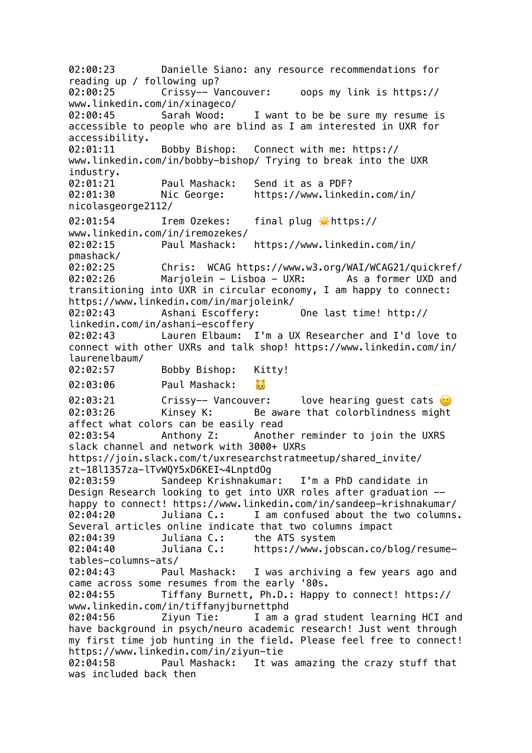02:00:23	Danielle Siano: any resource recommendations for reading up / following up?
02:00:25	Crissy-- Vancouver:	oops my link is https://www.linkedin.com/in/xinageco/
02:00:45	Sarah Wood:	I want to be be sure my resume is accessible to people who are blind as I am interested in UXR for accessibility.
02:01:11	Bobby Bishop:	Connect with me: https://www.linkedin.com/in/bobby-bishop/ Trying to break into the UXR industry.
02:01:21	Paul Mashack:	Send it as a PDF?
02:01:30	Nic George:	https://www.linkedin.com/in/nicolasgeorge2112/
02:01:54	Irem Ozekes:	final plug ☀️https://www.linkedin.com/in/iremozekes/
02:02:15	Paul Mashack:	https://www.linkedin.com/in/pmashack/
02:02:25	Chris:	WCAG https://www.w3.org/WAI/WCAG21/quickref/
02:02:26	Marjolein - Lisboa - UXR:	As a former UXD and transitioning into UXR in circular economy, I am happy to connect: https://www.linkedin.com/in/marjoleink/
02:02:43	Ashani Escoffery:	One last time! http://linkedin.com/in/ashani-escoffery
02:02:43	Lauren Elbaum:	I'm a UX Researcher and I'd love to connect with other UXRs and talk shop! https://www.linkedin.com/in/laurenelbaum/
02:02:57	Bobby Bishop:	Kitty!
02:03:06	Paul Mashack:	🐱
02:03:21	Crissy-- Vancouver:	love hearing guest cats 🙂
02:03:26	Kinsey K:	Be aware that colorblindness might affect what colors can be easily read
02:03:54	Anthony Z:	Another reminder to join the UXRS slack channel and network with 3000+ UXRs https://join.slack.com/t/uxresearchstratmeetup/shared_invite/zt-18l1357za-lTvWQY5xD6KEI~4LnptdOg
02:03:59	Sandeep Krishnakumar:	I'm a PhD candidate in Design Research looking to get into UXR roles after graduation -- happy to connect! https://www.linkedin.com/in/sandeep-krishnakumar/
02:04:20	Juliana C.:	I am confused about the two columns. Several articles online indicate that two columns impact
02:04:39	Juliana C.:	the ATS system
02:04:40	Juliana C.:	https://www.jobscan.co/blog/resume-tables-columns-ats/
02:04:43	Paul Mashack:	I was archiving a few years ago and came across some resumes from the early '80s.
02:04:55	Tiffany Burnett, Ph.D.: Happy to connect! https://www.linkedin.com/in/tiffanyjburnettphd
02:04:56	Ziyun Tie:	I am a grad student learning HCI and have background in psych/neuro academic research! Just went through my first time job hunting in the field. Please feel free to connect! https://www.linkedin.com/in/ziyun-tie
02:04:58	Paul Mashack:	It was amazing the crazy stuff that was included back then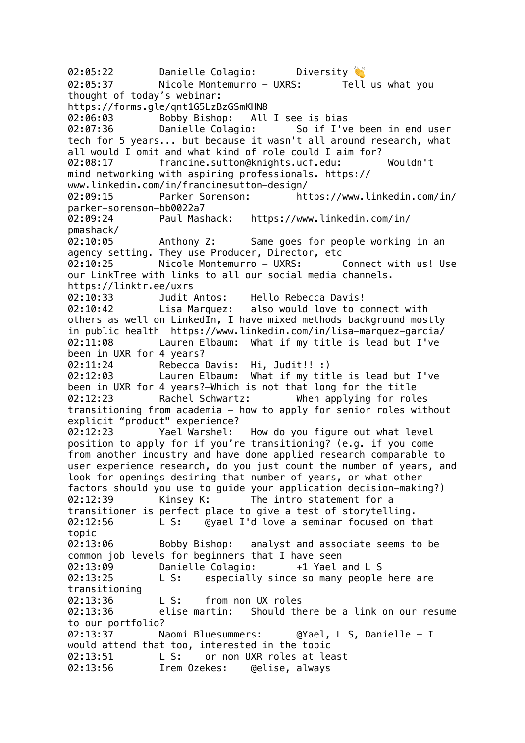02:05:22	Danielle Colagio:	Diversity 👏
02:05:37	Nicole Montemurro - UXRS:	Tell us what you thought of today's webinar: https://forms.gle/qnt1G5LzBzGSmKHN8
02:06:03	Bobby Bishop:	All I see is bias
02:07:36	Danielle Colagio:	So if I've been in end user tech for 5 years... but because it wasn't all around research, what all would I omit and what kind of role could I aim for?
02:08:17	francine.sutton@knights.ucf.edu:	Wouldn't mind networking with aspiring professionals. https://www.linkedin.com/in/francinesutton-design/
02:09:15	Parker Sorenson:	https://www.linkedin.com/in/parker-sorenson-bb0022a7
02:09:24	Paul Mashack:	https://www.linkedin.com/in/pmashack/
02:10:05	Anthony Z:	Same goes for people working in an agency setting. They use Producer, Director, etc
02:10:25	Nicole Montemurro - UXRS:	Connect with us! Use our LinkTree with links to all our social media channels. https://linktr.ee/uxrs
02:10:33	Judit Antos:	Hello Rebecca Davis!
02:10:42	Lisa Marquez:	also would love to connect with others as well on LinkedIn, I have mixed methods background mostly in public health https://www.linkedin.com/in/lisa-marquez-garcia/
02:11:08	Lauren Elbaum:	What if my title is lead but I've been in UXR for 4 years?
02:11:24	Rebecca Davis:	Hi, Judit!! :)
02:12:03	Lauren Elbaum:	What if my title is lead but I've been in UXR for 4 years?—Which is not that long for the title
02:12:23	Rachel Schwartz:	When applying for roles transitioning from academia - how to apply for senior roles without explicit "product" experience?
02:12:23	Yael Warshel:	How do you figure out what level position to apply for if you're transitioning? (e.g. if you come from another industry and have done applied research comparable to user experience research, do you just count the number of years, and look for openings desiring that number of years, or what other factors should you use to guide your application decision-making?)
02:12:39	Kinsey K:	The intro statement for a transitioner is perfect place to give a test of storytelling.
02:12:56	L S:	@yael I'd love a seminar focused on that topic
02:13:06	Bobby Bishop:	analyst and associate seems to be common job levels for beginners that I have seen
02:13:09	Danielle Colagio:	+1 Yael and L S
02:13:25	L S:	especially since so many people here are transitioning
02:13:36	L S:	from non UX roles
02:13:36	elise martin:	Should there be a link on our resume to our portfolio?
02:13:37	Naomi Bluesummers:	@Yael, L S, Danielle - I would attend that too, interested in the topic
02:13:51	L S:	or non UXR roles at least
02:13:56	Irem Ozekes:	@elise, always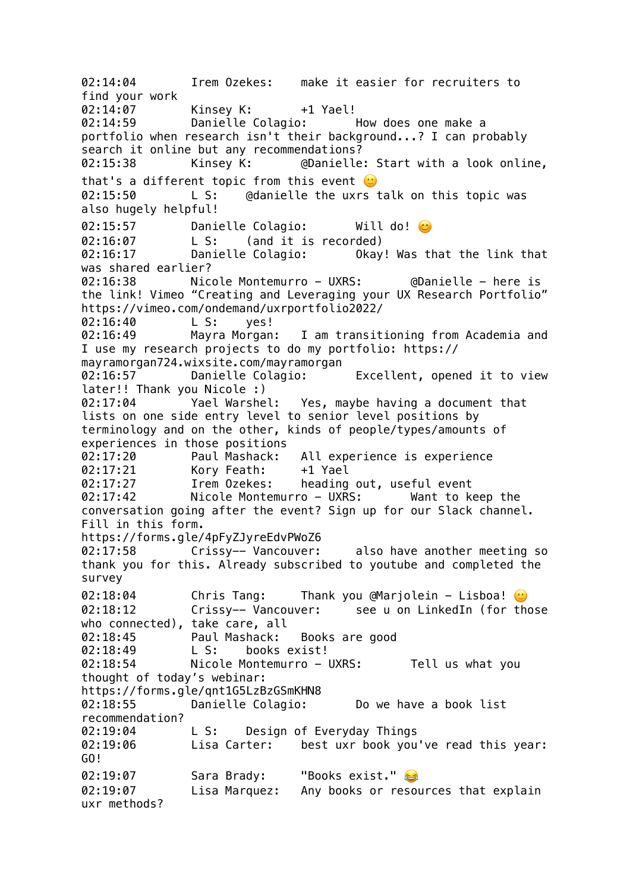02:14:04		Irem Ozekes:	make it easier for recruiters to find your work
02:14:07		Kinsey K:	+1 Yael!
02:14:59		Danielle Colagio:	How does one make a portfolio when research isn't their background...? I can probably search it online but any recommendations?
02:15:38		Kinsey K:	@Danielle: Start with a look online, that's a different topic from this event 🙂
02:15:50		L S:	@danielle the uxrs talk on this topic was also hugely helpful!
02:15:57		Danielle Colagio:	Will do! 😊
02:16:07		L S:	(and it is recorded)
02:16:17		Danielle Colagio:	Okay! Was that the link that was shared earlier?
02:16:38		Nicole Montemurro - UXRS:	@Danielle - here is the link! Vimeo "Creating and Leveraging your UX Research Portfolio" https://vimeo.com/ondemand/uxrportfolio2022/
02:16:40		L S:	yes!
02:16:49		Mayra Morgan:	I am transitioning from Academia and I use my research projects to do my portfolio: https://mayramorgan724.wixsite.com/mayramorgan
02:16:57		Danielle Colagio:	Excellent, opened it to view later!! Thank you Nicole :)
02:17:04		Yael Warshel:	Yes, maybe having a document that lists on one side entry level to senior level positions by terminology and on the other, kinds of people/types/amounts of experiences in those positions
02:17:20		Paul Mashack:	All experience is experience
02:17:21		Kory Feath:	+1 Yael
02:17:27		Irem Ozekes:	heading out, useful event
02:17:42		Nicole Montemurro - UXRS:	Want to keep the conversation going after the event? Sign up for our Slack channel. Fill in this form.
https://forms.gle/4pFyZJyreEdvPWoZ6
02:17:58		Crissy-- Vancouver:	also have another meeting so thank you for this. Already subscribed to youtube and completed the survey
02:18:04		Chris Tang:	Thank you @Marjolein - Lisboa! 🙂
02:18:12		Crissy-- Vancouver:	see u on LinkedIn (for those who connected), take care, all
02:18:45		Paul Mashack:	Books are good
02:18:49		L S:	books exist!
02:18:54		Nicole Montemurro - UXRS:	Tell us what you thought of today's webinar:
https://forms.gle/qnt1G5LzBzGSmKHN8
02:18:55		Danielle Colagio:	Do we have a book list recommendation?
02:19:04		L S:	Design of Everyday Things
02:19:06		Lisa Carter:	best uxr book you've read this year: GO!
02:19:07		Sara Brady:	"Books exist." 😂
02:19:07		Lisa Marquez:	Any books or resources that explain uxr methods?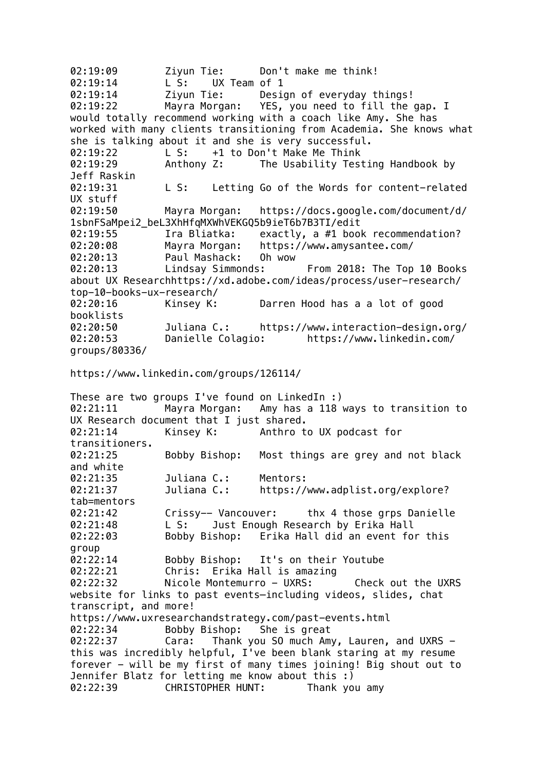02:19:09	Ziyun Tie:	Don't make me think!
02:19:14	L S:	UX Team of 1
02:19:14	Ziyun Tie:	Design of everyday things!
02:19:22	Mayra Morgan:	YES, you need to fill the gap. I would totally recommend working with a coach like Amy. She has worked with many clients transitioning from Academia. She knows what she is talking about it and she is very successful.
02:19:22	L S:	+1 to Don't Make Me Think
02:19:29	Anthony Z:	The Usability Testing Handbook by Jeff Raskin
02:19:31	L S:	Letting Go of the Words for content-related UX stuff
02:19:50	Mayra Morgan:	https://docs.google.com/document/d/1sbnFSaMpei2_beL3XhHfqMXWhVEKGQ5b9ieT6b7B3TI/edit
02:19:55	Ira Bliatka:	exactly, a #1 book recommendation?
02:20:08	Mayra Morgan:	https://www.amysantee.com/
02:20:13	Paul Mashack:	Oh wow
02:20:13	Lindsay Simmonds:	From 2018: The Top 10 Books about UX Researchhttps://xd.adobe.com/ideas/process/user-research/top-10-books-ux-research/
02:20:16	Kinsey K:	Darren Hood has a a lot of good booklists
02:20:50	Juliana C.:	https://www.interaction-design.org/
02:20:53	Danielle Colagio:	https://www.linkedin.com/groups/80336/

https://www.linkedin.com/groups/126114/

These are two groups I've found on LinkedIn :)
02:21:11	Mayra Morgan:	Amy has a 118 ways to transition to UX Research document that I just shared.
02:21:14	Kinsey K:	Anthro to UX podcast for transitioners.
02:21:25	Bobby Bishop:	Most things are grey and not black and white
02:21:35	Juliana C.:	Mentors:
02:21:37	Juliana C.:	https://www.adplist.org/explore?tab=mentors
02:21:42	Crissy-- Vancouver:	thx 4 those grps Danielle
02:21:48	L S:	Just Enough Research by Erika Hall
02:22:03	Bobby Bishop:	Erika Hall did an event for this group
02:22:14	Bobby Bishop:	It's on their Youtube
02:22:21	Chris:	Erika Hall is amazing
02:22:32	Nicole Montemurro - UXRS:	Check out the UXRS website for links to past events—including videos, slides, chat transcript, and more!
https://www.uxresearchandstrategy.com/past-events.html
02:22:34	Bobby Bishop:	She is great
02:22:37	Cara:	Thank you SO much Amy, Lauren, and UXRS - this was incredibly helpful, I've been blank staring at my resume forever - will be my first of many times joining! Big shout out to Jennifer Blatz for letting me know about this :)
02:22:39	CHRISTOPHER HUNT:	Thank you amy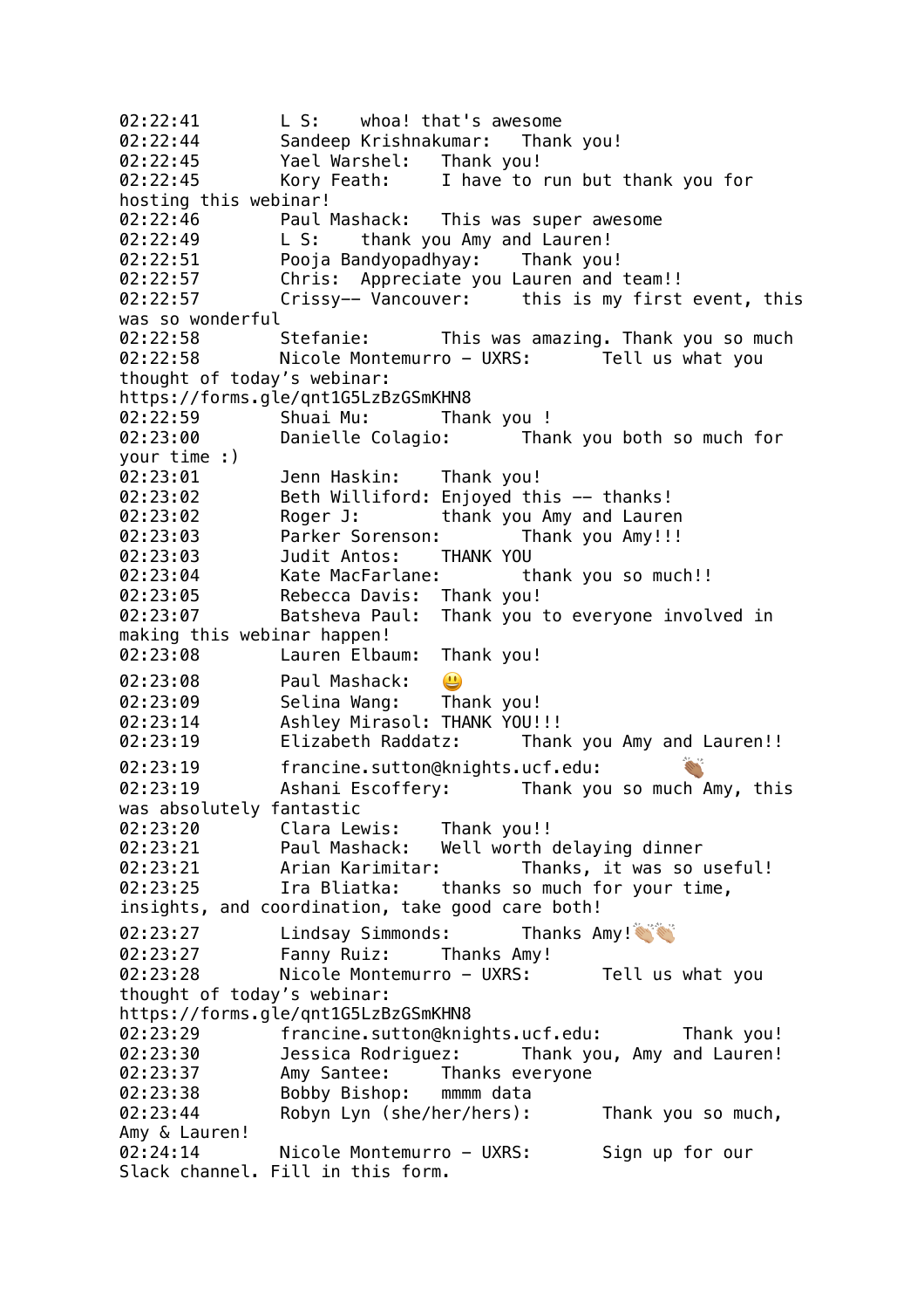02:22:41	L S:	whoa! that's awesome
02:22:44	Sandeep Krishnakumar:	Thank you!
02:22:45	Yael Warshel:	Thank you!
02:22:45	Kory Feath:	I have to run but thank you for hosting this webinar!
02:22:46	Paul Mashack:	This was super awesome
02:22:49	L S:	thank you Amy and Lauren!
02:22:51	Pooja Bandyopadhyay:	Thank you!
02:22:57	Chris:	Appreciate you Lauren and team!!
02:22:57	Crissy-- Vancouver:	this is my first event, this was so wonderful
02:22:58	Stefanie:	This was amazing. Thank you so much
02:22:58	Nicole Montemurro - UXRS:	Tell us what you thought of today's webinar: https://forms.gle/qnt1G5LzBzGSmKHN8
02:22:59	Shuai Mu:	Thank you !
02:23:00	Danielle Colagio:	Thank you both so much for your time :)
02:23:01	Jenn Haskin:	Thank you!
02:23:02	Beth Williford:	Enjoyed this -- thanks!
02:23:02	Roger J:	thank you Amy and Lauren
02:23:03	Parker Sorenson:	Thank you Amy!!!
02:23:03	Judit Antos:	THANK YOU
02:23:04	Kate MacFarlane:	thank you so much!!
02:23:05	Rebecca Davis:	Thank you!
02:23:07	Batsheva Paul:	Thank you to everyone involved in making this webinar happen!
02:23:08	Lauren Elbaum:	Thank you!
02:23:08	Paul Mashack:	😃
02:23:09	Selina Wang:	Thank you!
02:23:14	Ashley Mirasol:	THANK YOU!!!
02:23:19	Elizabeth Raddatz:	Thank you Amy and Lauren!!
02:23:19	francine.sutton@knights.ucf.edu:	👏🏽
02:23:19	Ashani Escoffery:	Thank you so much Amy, this was absolutely fantastic
02:23:20	Clara Lewis:	Thank you!!
02:23:21	Paul Mashack:	Well worth delaying dinner
02:23:21	Arian Karimitar:	Thanks, it was so useful!
02:23:25	Ira Bliatka:	thanks so much for your time, insights, and coordination, take good care both!
02:23:27	Lindsay Simmonds:	Thanks Amy!👏🏼👏🏼
02:23:27	Fanny Ruiz:	Thanks Amy!
02:23:28	Nicole Montemurro - UXRS:	Tell us what you thought of today's webinar: https://forms.gle/qnt1G5LzBzGSmKHN8
02:23:29	francine.sutton@knights.ucf.edu:	Thank you!
02:23:30	Jessica Rodriguez:	Thank you, Amy and Lauren!
02:23:37	Amy Santee:	Thanks everyone
02:23:38	Bobby Bishop:	mmmm data
02:23:44	Robyn Lyn (she/her/hers):	Thank you so much, Amy & Lauren!
02:24:14	Nicole Montemurro - UXRS:	Sign up for our Slack channel. Fill in this form.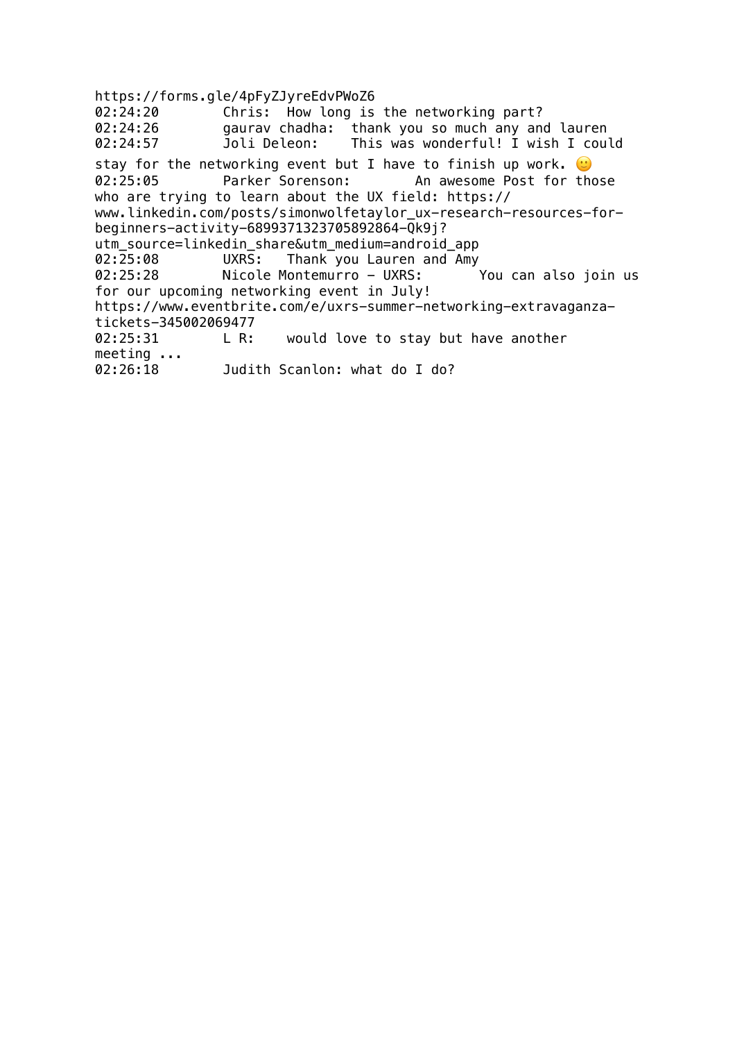https://forms.gle/4pFyZJyreEdvPWoZ6
02:24:20 Chris: How long is the networking part?
02:24:26 gaurav chadha: thank you so much any and lauren
02:24:57 Joli Deleon: This was wonderful! I wish I could stay for the networking event but I have to finish up work. 🙂
02:25:05 Parker Sorenson: An awesome Post for those who are trying to learn about the UX field: https://www.linkedin.com/posts/simonwolfetaylor_ux-research-resources-for-beginners-activity-6899371323705892864-Qk9j?utm_source=linkedin_share&utm_medium=android_app
02:25:08 UXRS: Thank you Lauren and Amy
02:25:28 Nicole Montemurro - UXRS: You can also join us for our upcoming networking event in July! https://www.eventbrite.com/e/uxrs-summer-networking-extravaganza-tickets-345002069477
02:25:31 L R: would love to stay but have another meeting ...
02:26:18 Judith Scanlon: what do I do?